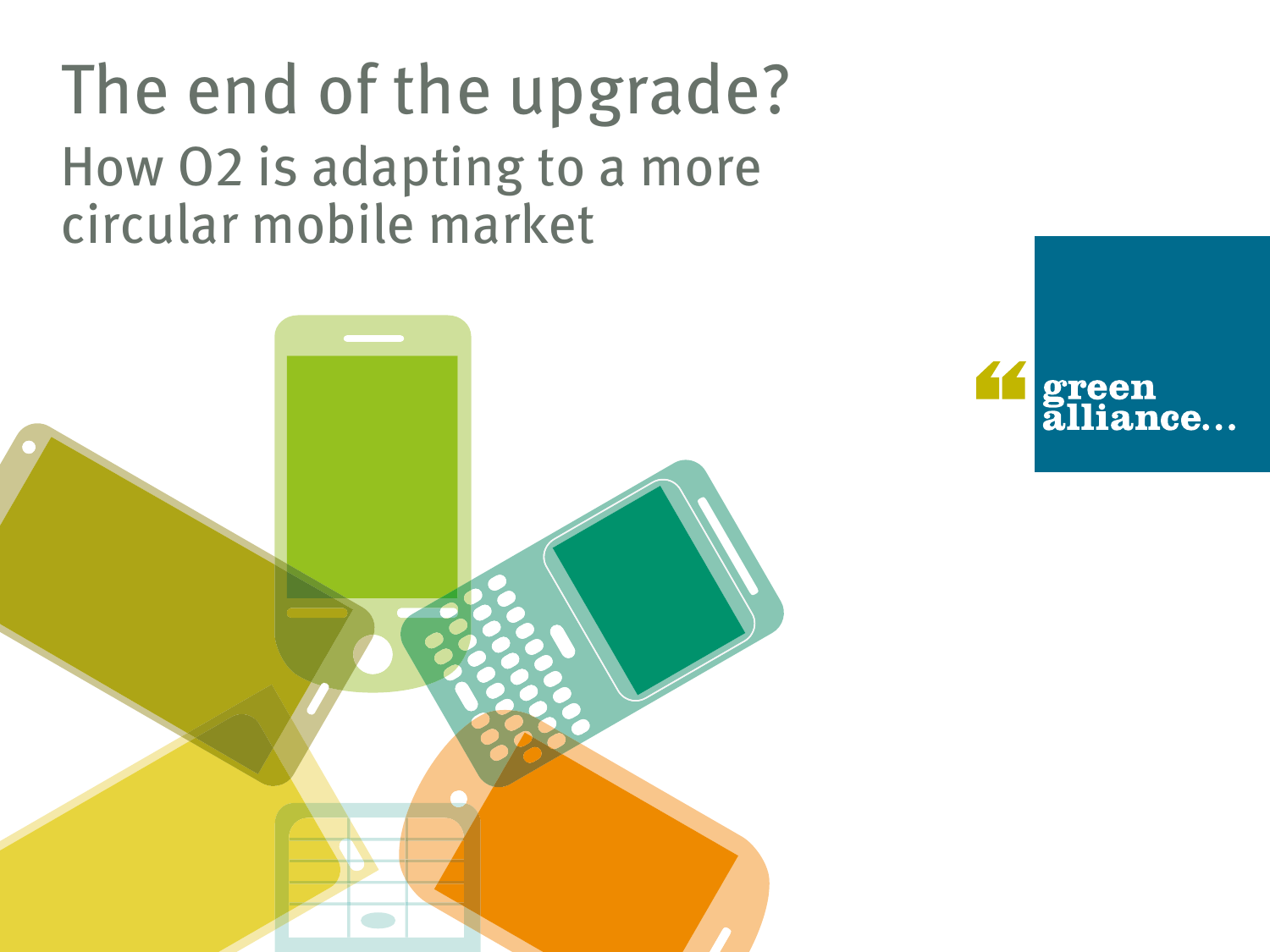# The end of the upgrade?

## How O2 is adapting to a more circular mobile market

green alliance…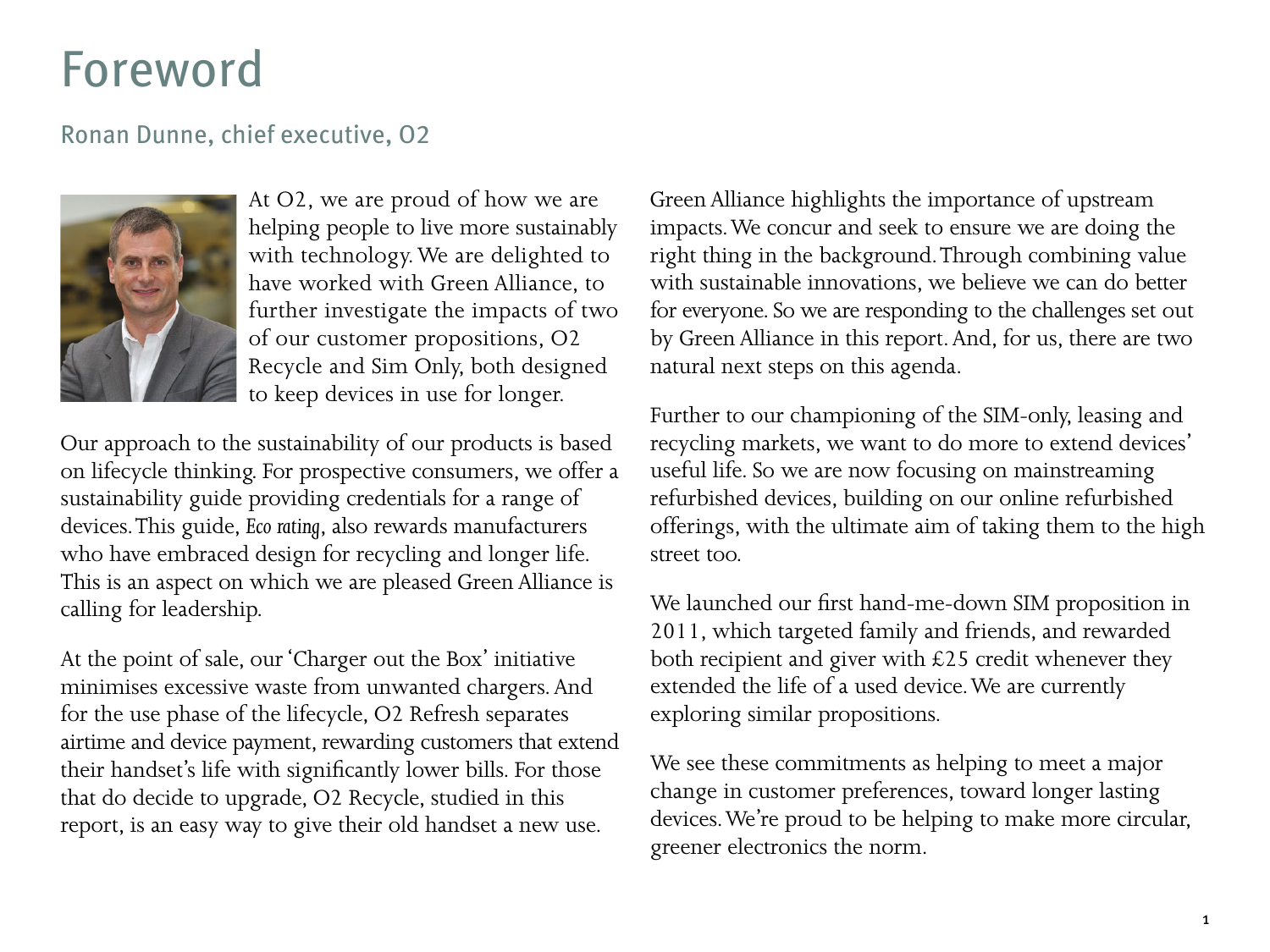# Foreword

## Ronan Dunne, chief executive, O2

At O2, we are proud of how we are helping people to live more sustainably with technology. We are delighted to have worked with Green Alliance, to further investigate the impacts of two of our customer propositions, O2 Recycle and Sim Only, both designed to keep devices in use for longer.

Our approach to the sustainability of our products is based on lifecycle thinking. For prospective consumers, we offer a sustainability guide providing credentials for a range of devices. This guide, *Eco rating*, also rewards manufacturers who have embraced design for recycling and longer life. This is an aspect on which we are pleased Green Alliance is calling for leadership.

At the point of sale, our 'Charger out the Box' initiative minimises excessive waste from unwanted chargers. And for the use phase of the lifecycle, O2 Refresh separates airtime and device payment, rewarding customers that extend their handset's life with significantly lower bills. For those that do decide to upgrade, O2 Recycle, studied in this report, is an easy way to give their old handset a new use.

Green Alliance highlights the importance of upstream impacts. We concur and seek to ensure we are doing the right thing in the background. Through combining value with sustainable innovations, we believe we can do better for everyone. So we are responding to the challenges set out by Green Alliance in this report. And, for us, there are two natural next steps on this agenda.

Further to our championing of the SIM-only, leasing and recycling markets, we want to do more to extend devices' useful life. So we are now focusing on mainstreaming refurbished devices, building on our online refurbished offerings, with the ultimate aim of taking them to the high street too.

We launched our first hand-me-down SIM proposition in 2011, which targeted family and friends, and rewarded both recipient and giver with £25 credit whenever they extended the life of a used device. We are currently exploring similar propositions.

We see these commitments as helping to meet a major change in customer preferences, toward longer lasting devices. We're proud to be helping to make more circular, greener electronics the norm.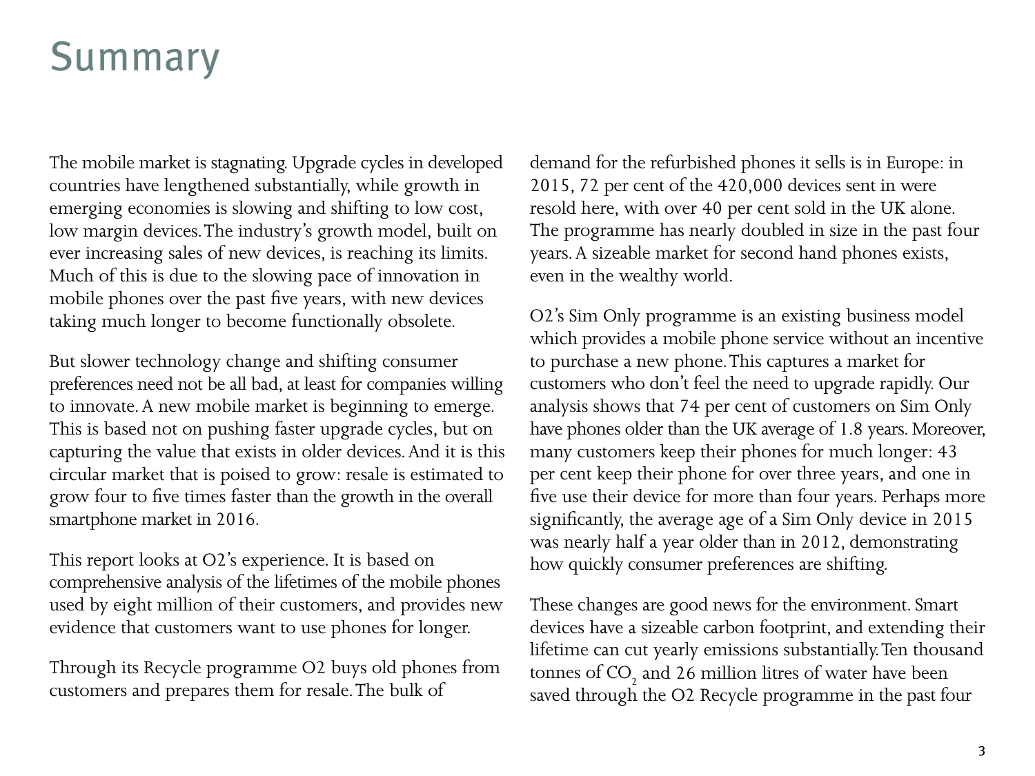# Summary

The mobile market is stagnating. Upgrade cycles in developed countries have lengthened substantially, while growth in emerging economies is slowing and shifting to low cost, low margin devices. The industry's growth model, built on ever increasing sales of new devices, is reaching its limits. Much of this is due to the slowing pace of innovation in mobile phones over the past five years, with new devices taking much longer to become functionally obsolete.

But slower technology change and shifting consumer preferences need not be all bad, at least for companies willing to innovate. A new mobile market is beginning to emerge. This is based not on pushing faster upgrade cycles, but on capturing the value that exists in older devices. And it is this circular market that is poised to grow: resale is estimated to grow four to five times faster than the growth in the overall smartphone market in 2016.

This report looks at O2's experience. It is based on comprehensive analysis of the lifetimes of the mobile phones used by eight million of their customers, and provides new evidence that customers want to use phones for longer.

Through its Recycle programme O2 buys old phones from customers and prepares them for resale. The bulk of demand for the refurbished phones it sells is in Europe: in 2015, 72 per cent of the 420,000 devices sent in were resold here, with over 40 per cent sold in the UK alone. The programme has nearly doubled in size in the past four years. A sizeable market for second hand phones exists, even in the wealthy world.

O2's Sim Only programme is an existing business model which provides a mobile phone service without an incentive to purchase a new phone. This captures a market for customers who don't feel the need to upgrade rapidly. Our analysis shows that 74 per cent of customers on Sim Only have phones older than the UK average of 1.8 years. Moreover, many customers keep their phones for much longer: 43 per cent keep their phone for over three years, and one in five use their device for more than four years. Perhaps more significantly, the average age of a Sim Only device in 2015 was nearly half a year older than in 2012, demonstrating how quickly consumer preferences are shifting.

These changes are good news for the environment. Smart devices have a sizeable carbon footprint, and extending their lifetime can cut yearly emissions substantially. Ten thousand tonnes of $CO_2$ and 26 million litres of water have been saved through the O2 Recycle programme in the past four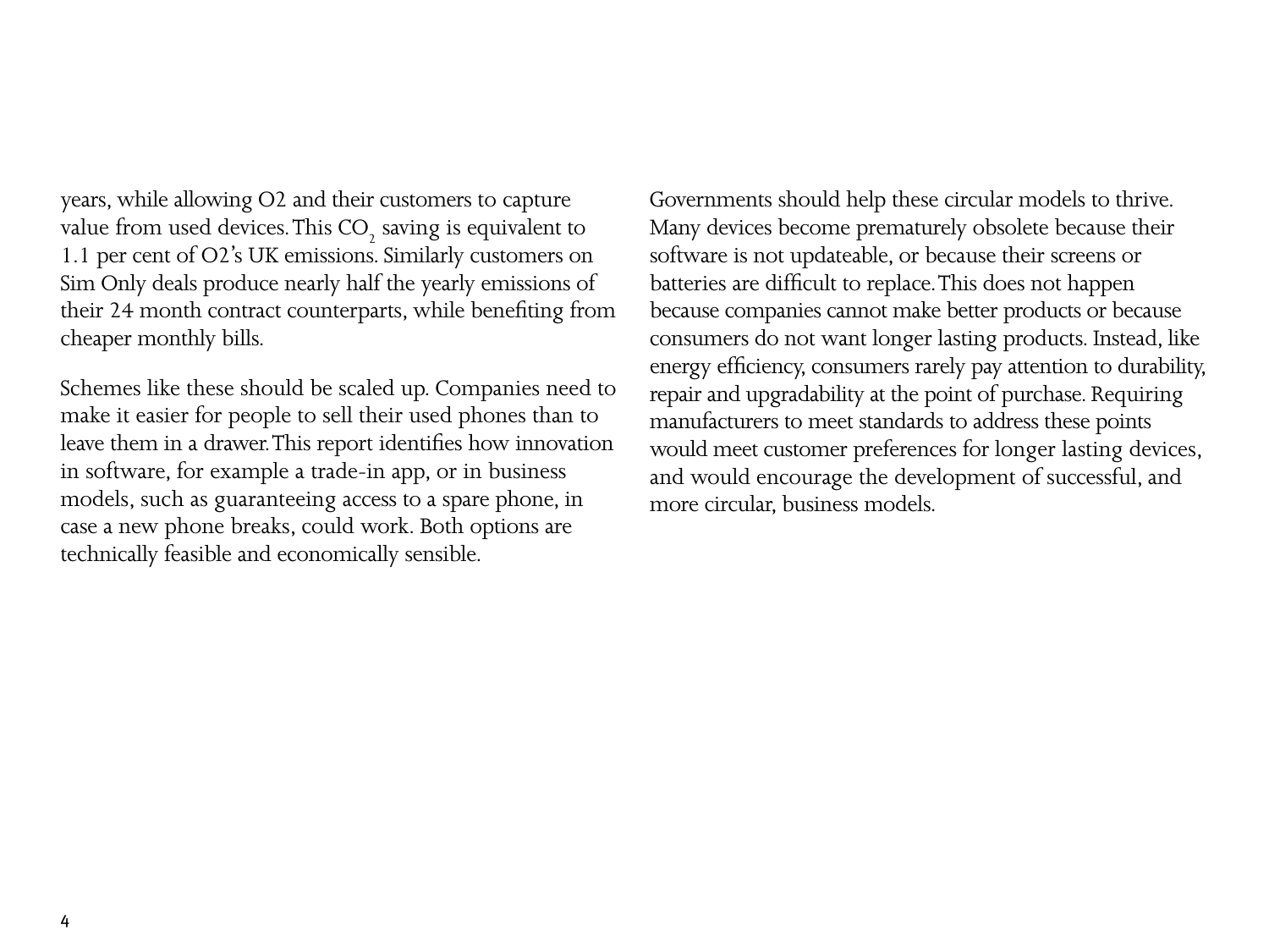years, while allowing O2 and their customers to capture value from used devices. This $CO_2$ saving is equivalent to 1.1 per cent of O2's UK emissions. Similarly customers on Sim Only deals produce nearly half the yearly emissions of their 24 month contract counterparts, while benefiting from cheaper monthly bills.

Schemes like these should be scaled up. Companies need to make it easier for people to sell their used phones than to leave them in a drawer. This report identifies how innovation in software, for example a trade-in app, or in business models, such as guaranteeing access to a spare phone, in case a new phone breaks, could work. Both options are technically feasible and economically sensible.

Governments should help these circular models to thrive. Many devices become prematurely obsolete because their software is not updateable, or because their screens or batteries are difficult to replace. This does not happen because companies cannot make better products or because consumers do not want longer lasting products. Instead, like energy efficiency, consumers rarely pay attention to durability, repair and upgradability at the point of purchase. Requiring manufacturers to meet standards to address these points would meet customer preferences for longer lasting devices, and would encourage the development of successful, and more circular, business models.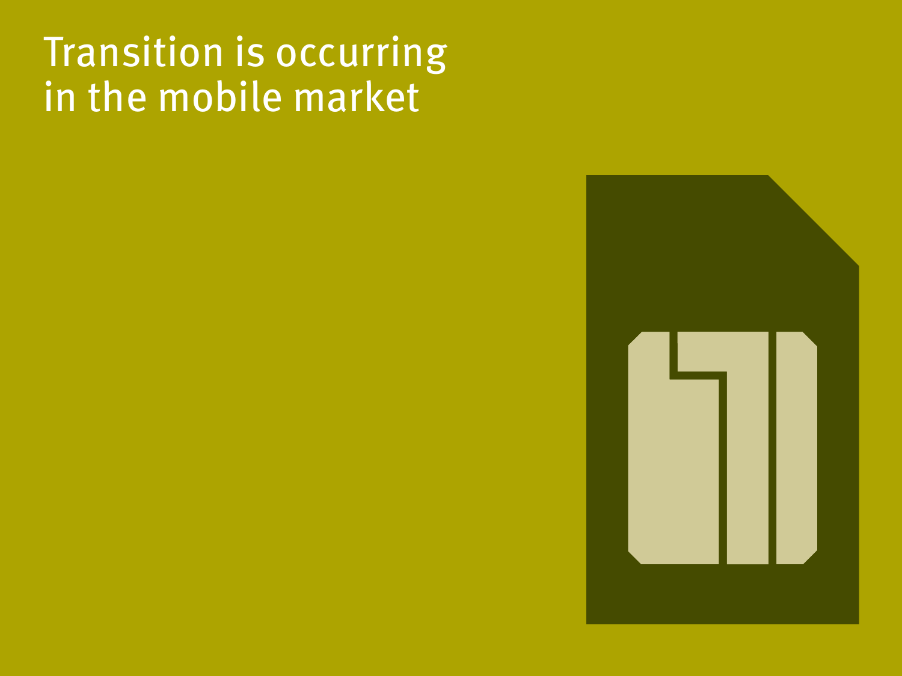# Transition is occurring in the mobile market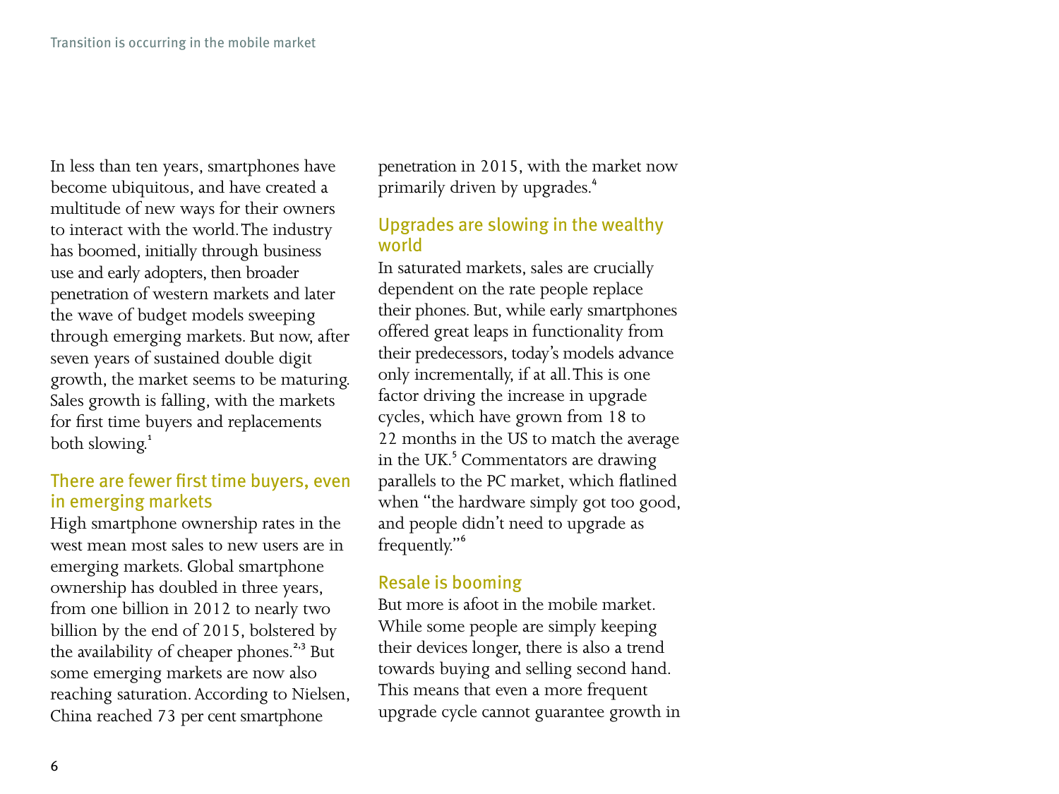In less than ten years, smartphones have become ubiquitous, and have created a multitude of new ways for their owners to interact with the world. The industry has boomed, initially through business use and early adopters, then broader penetration of western markets and later the wave of budget models sweeping through emerging markets. But now, after seven years of sustained double digit growth, the market seems to be maturing. Sales growth is falling, with the markets for first time buyers and replacements both slowing.[1]

## There are fewer first time buyers, even in emerging markets

High smartphone ownership rates in the west mean most sales to new users are in emerging markets. Global smartphone ownership has doubled in three years, from one billion in 2012 to nearly two billion by the end of 2015, bolstered by the availability of cheaper phones.[2,3] But some emerging markets are now also reaching saturation. According to Nielsen, China reached 73 per cent smartphone penetration in 2015, with the market now primarily driven by upgrades.[4]

## Upgrades are slowing in the wealthy world

In saturated markets, sales are crucially dependent on the rate people replace their phones. But, while early smartphones offered great leaps in functionality from their predecessors, today's models advance only incrementally, if at all. This is one factor driving the increase in upgrade cycles, which have grown from 18 to 22 months in the US to match the average in the UK.[5] Commentators are drawing parallels to the PC market, which flatlined when "the hardware simply got too good, and people didn't need to upgrade as frequently."[6]

## Resale is booming

But more is afoot in the mobile market. While some people are simply keeping their devices longer, there is also a trend towards buying and selling second hand. This means that even a more frequent upgrade cycle cannot guarantee growth in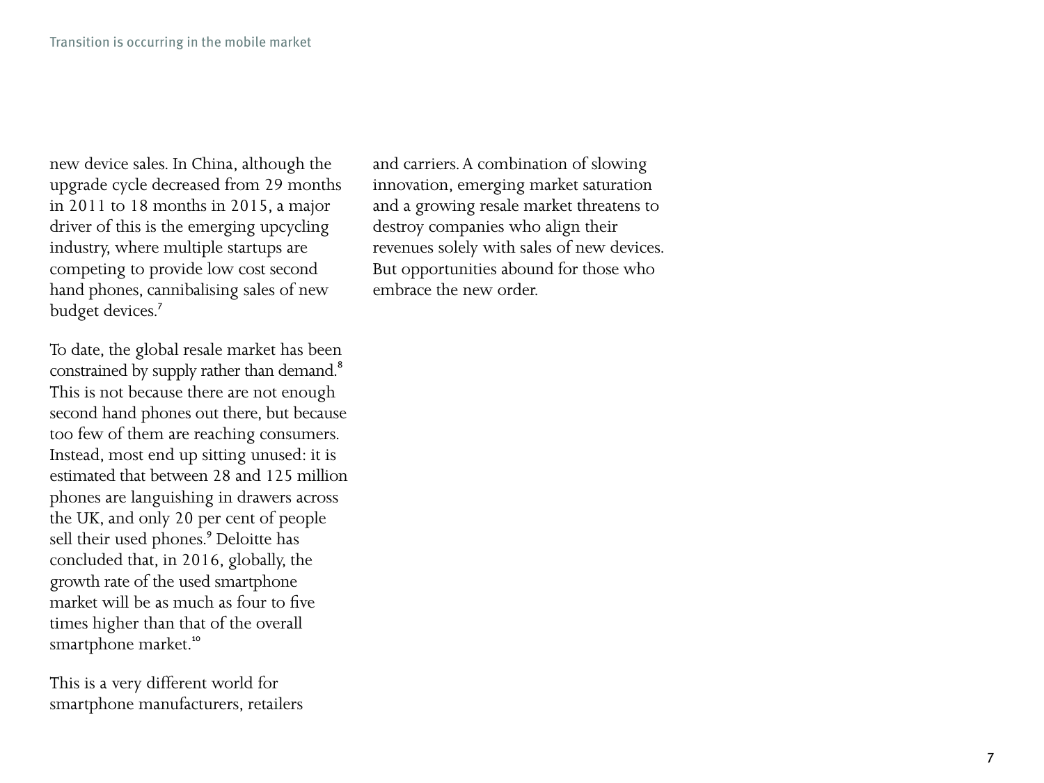new device sales. In China, although the upgrade cycle decreased from 29 months in 2011 to 18 months in 2015, a major driver of this is the emerging upcycling industry, where multiple startups are competing to provide low cost second hand phones, cannibalising sales of new budget devices.[7]

To date, the global resale market has been constrained by supply rather than demand.[8] This is not because there are not enough second hand phones out there, but because too few of them are reaching consumers. Instead, most end up sitting unused: it is estimated that between 28 and 125 million phones are languishing in drawers across the UK, and only 20 per cent of people sell their used phones.[9] Deloitte has concluded that, in 2016, globally, the growth rate of the used smartphone market will be as much as four to five times higher than that of the overall smartphone market.[10]

This is a very different world for smartphone manufacturers, retailers and carriers. A combination of slowing innovation, emerging market saturation and a growing resale market threatens to destroy companies who align their revenues solely with sales of new devices. But opportunities abound for those who embrace the new order.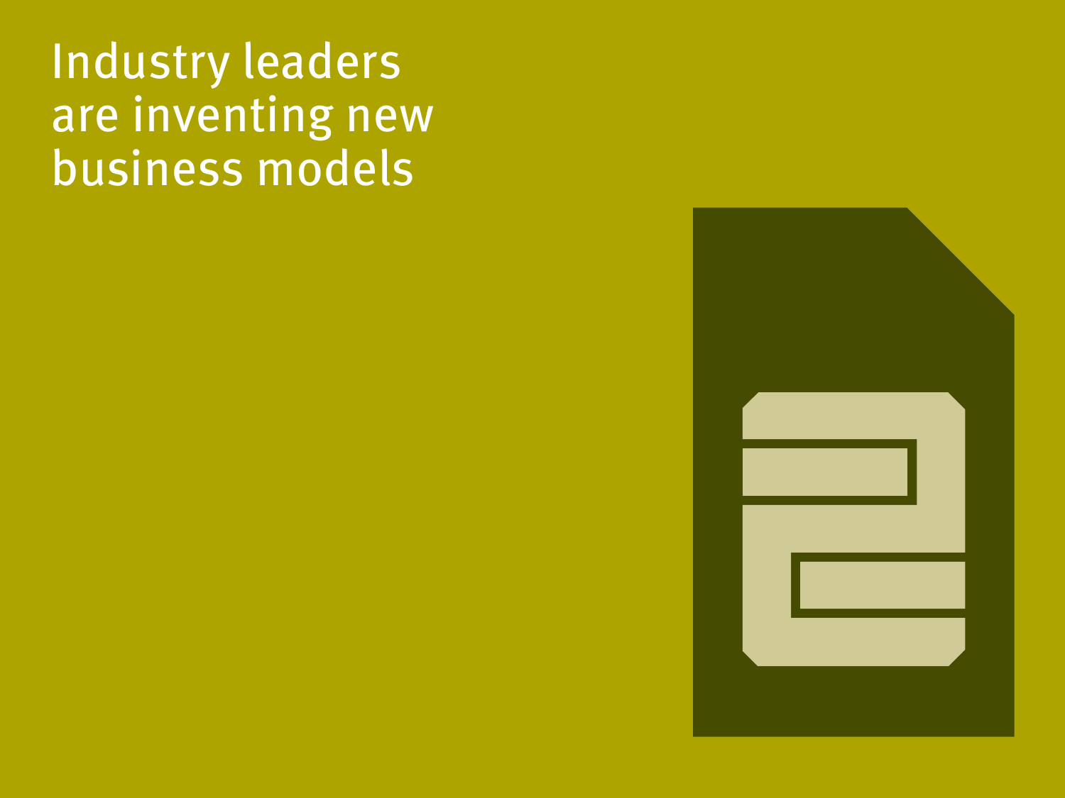# Industry leaders are inventing new business models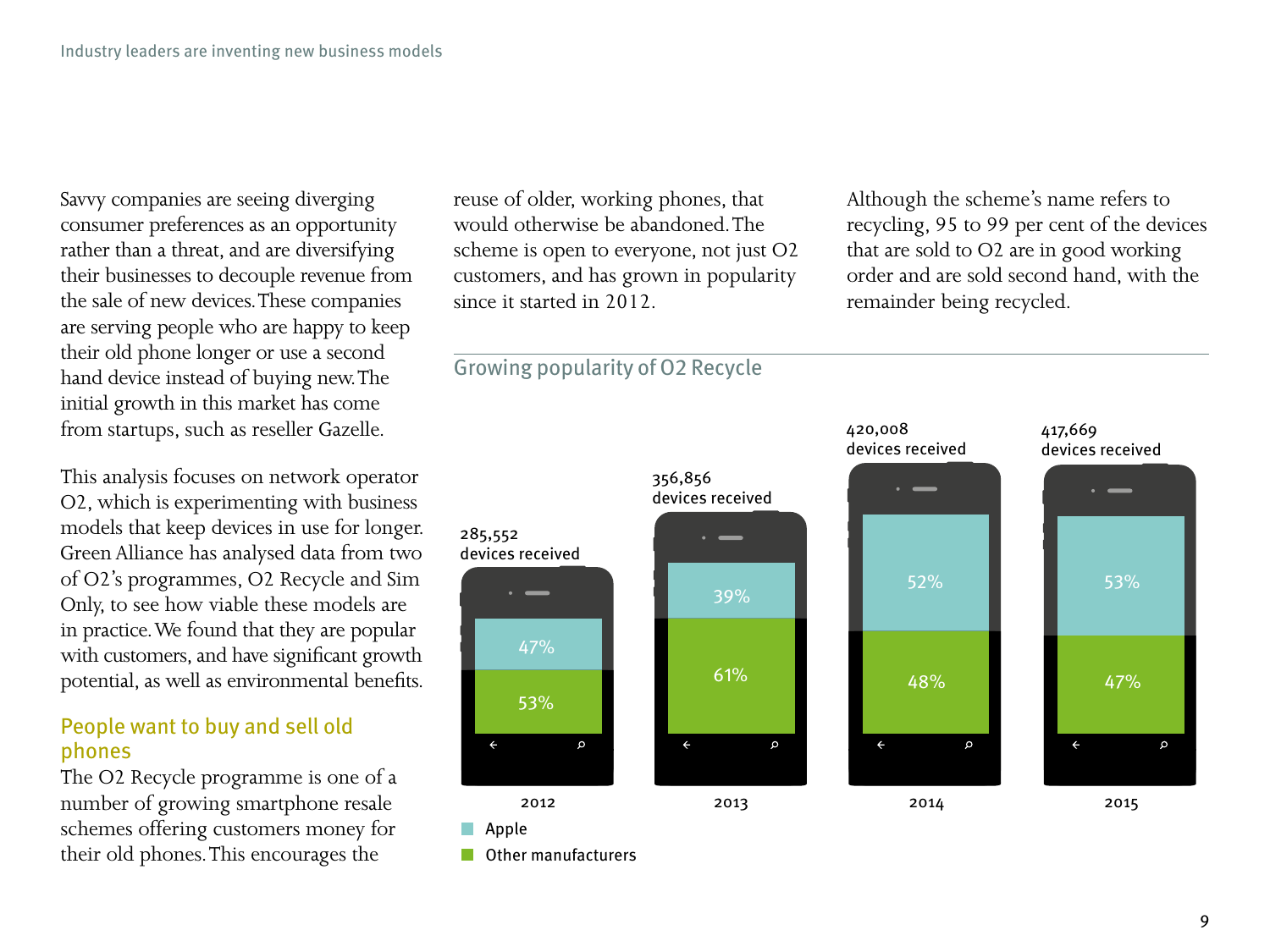Savvy companies are seeing diverging consumer preferences as an opportunity rather than a threat, and are diversifying their businesses to decouple revenue from the sale of new devices. These companies are serving people who are happy to keep their old phone longer or use a second hand device instead of buying new. The initial growth in this market has come from startups, such as reseller Gazelle.

This analysis focuses on network operator O2, which is experimenting with business models that keep devices in use for longer. Green Alliance has analysed data from two of O2's programmes, O2 Recycle and Sim Only, to see how viable these models are in practice. We found that they are popular with customers, and have significant growth potential, as well as environmental benefits.

## People want to buy and sell old phones

The O2 Recycle programme is one of a number of growing smartphone resale schemes offering customers money for their old phones. This encourages the reuse of older, working phones, that would otherwise be abandoned. The scheme is open to everyone, not just O2 customers, and has grown in popularity since it started in 2012.

Although the scheme's name refers to recycling, 95 to 99 per cent of the devices that are sold to O2 are in good working order and are sold second hand, with the remainder being recycled.

### Growing popularity of O2 Recycle

| Year | Devices received | Apple | Other manufacturers |
|---|---|---|---|
| 2012 | 285,552 | 47% | 53% |
| 2013 | 356,856 | 39% | 61% |
| 2014 | 420,008 | 52% | 48% |
| 2015 | 417,669 | 53% | 47% |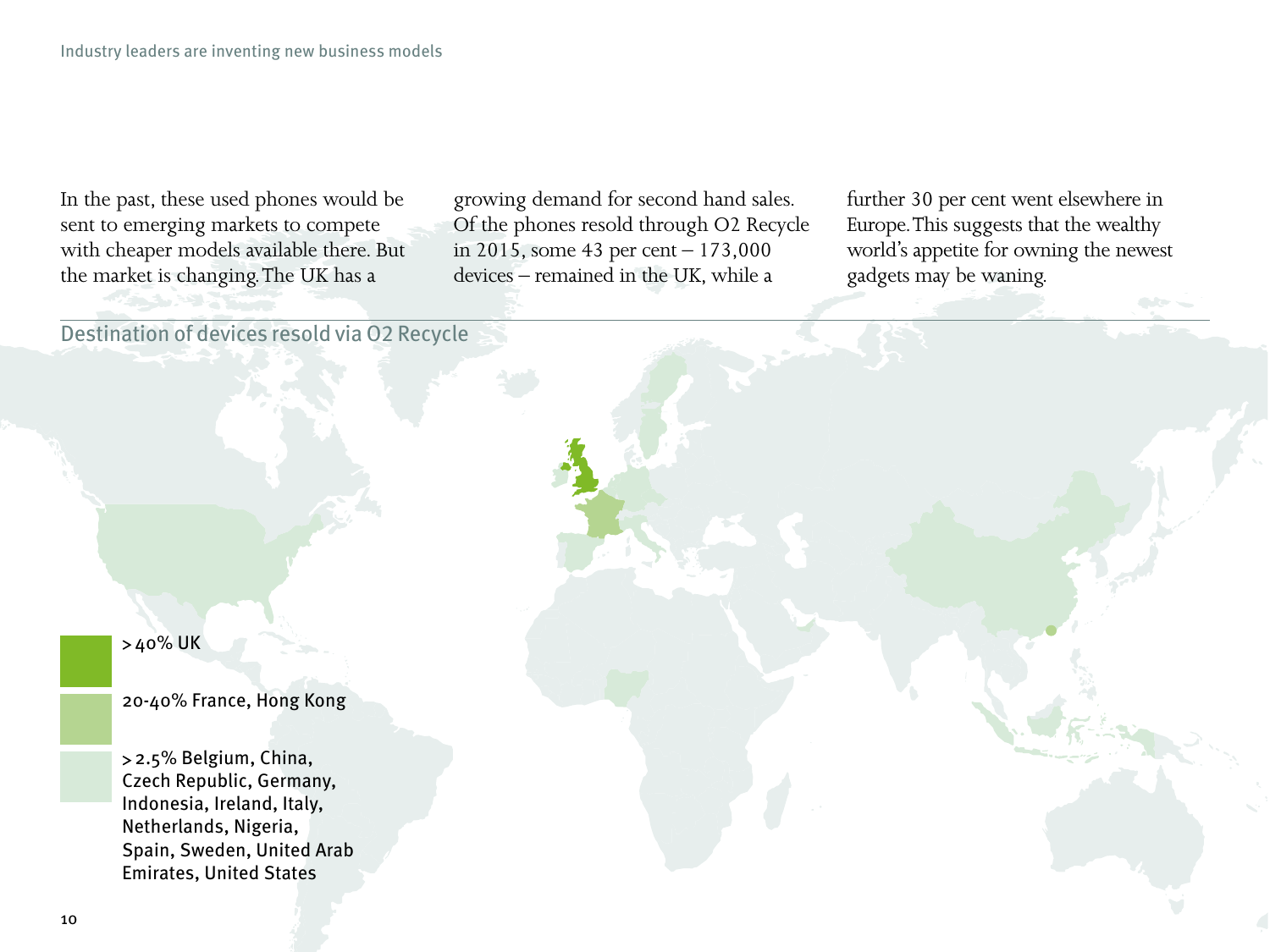In the past, these used phones would be sent to emerging markets to compete with cheaper models available there. But the market is changing. The UK has a growing demand for second hand sales. Of the phones resold through O2 Recycle in 2015, some 43 per cent – 173,000 devices – remained in the UK, while a further 30 per cent went elsewhere in Europe. This suggests that the wealthy world's appetite for owning the newest gadgets may be waning.

## Destination of devices resold via O2 Recycle

- > 40% UK
- 20-40% France, Hong Kong
- > 2.5% Belgium, China, Czech Republic, Germany, Indonesia, Ireland, Italy, Netherlands, Nigeria, Spain, Sweden, United Arab Emirates, United States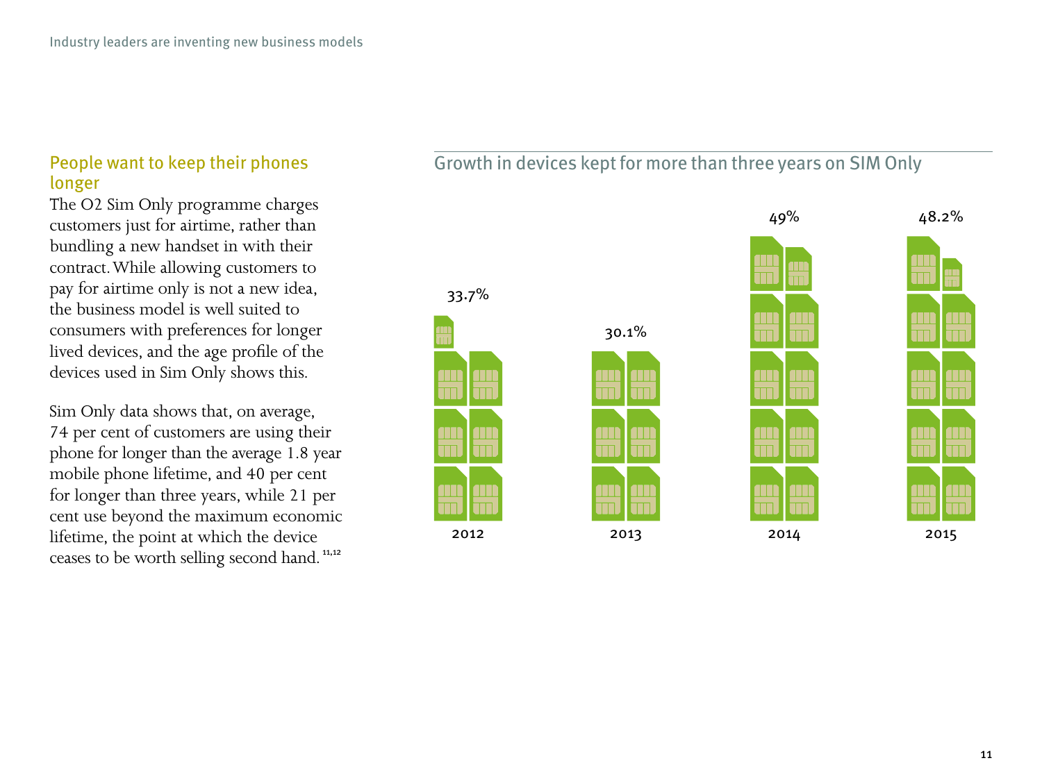## People want to keep their phones longer

The O2 Sim Only programme charges customers just for airtime, rather than bundling a new handset in with their contract. While allowing customers to pay for airtime only is not a new idea, the business model is well suited to consumers with preferences for longer lived devices, and the age profile of the devices used in Sim Only shows this.

Sim Only data shows that, on average, 74 per cent of customers are using their phone for longer than the average 1.8 year mobile phone lifetime, and 40 per cent for longer than three years, while 21 per cent use beyond the maximum economic lifetime, the point at which the device ceases to be worth selling second hand.[11,12]

### Growth in devices kept for more than three years on SIM Only

| Year | Percentage |
|---|---|
| 2012 | 33.7% |
| 2013 | 30.1% |
| 2014 | 49% |
| 2015 | 48.2% |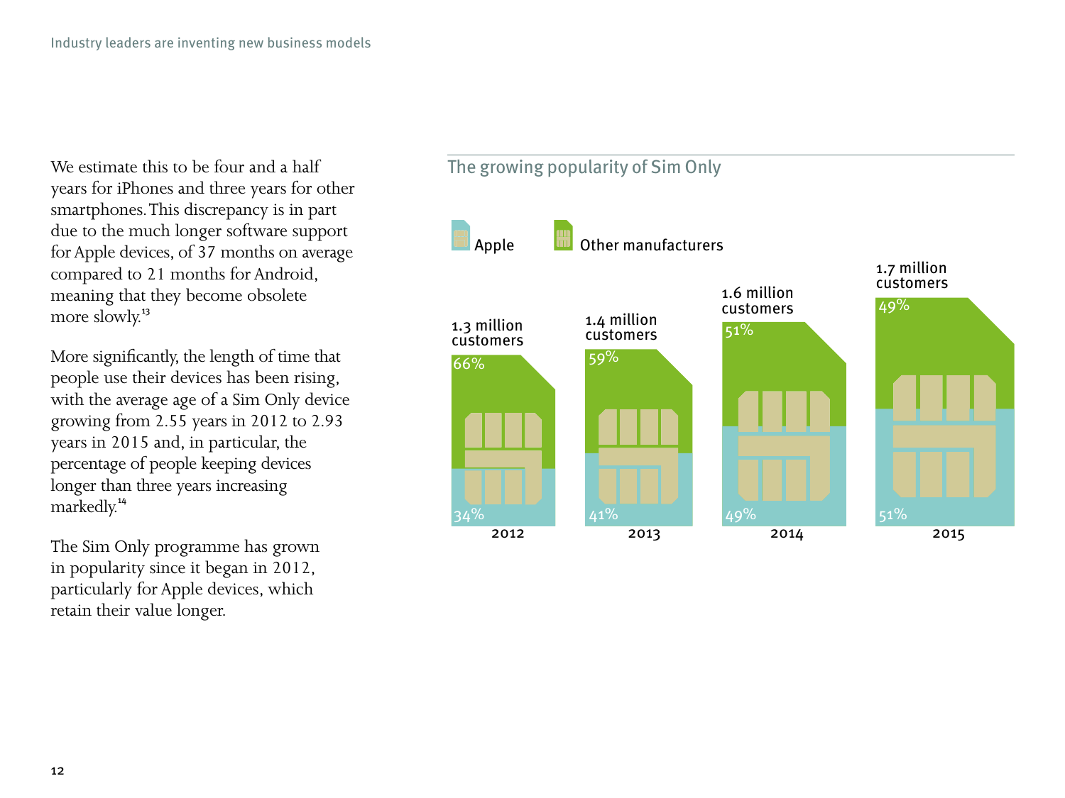We estimate this to be four and a half years for iPhones and three years for other smartphones. This discrepancy is in part due to the much longer software support for Apple devices, of 37 months on average compared to 21 months for Android, meaning that they become obsolete more slowly.[13]

More significantly, the length of time that people use their devices has been rising, with the average age of a Sim Only device growing from 2.55 years in 2012 to 2.93 years in 2015 and, in particular, the percentage of people keeping devices longer than three years increasing markedly.[14]

The Sim Only programme has grown in popularity since it began in 2012, particularly for Apple devices, which retain their value longer.

## The growing popularity of Sim Only

| Year | Customers | Apple | Other manufacturers |
|---|---|---|---|
| 2012 | 1.3 million customers | 34% | 66% |
| 2013 | 1.4 million customers | 41% | 59% |
| 2014 | 1.6 million customers | 49% | 51% |
| 2015 | 1.7 million customers | 51% | 49% |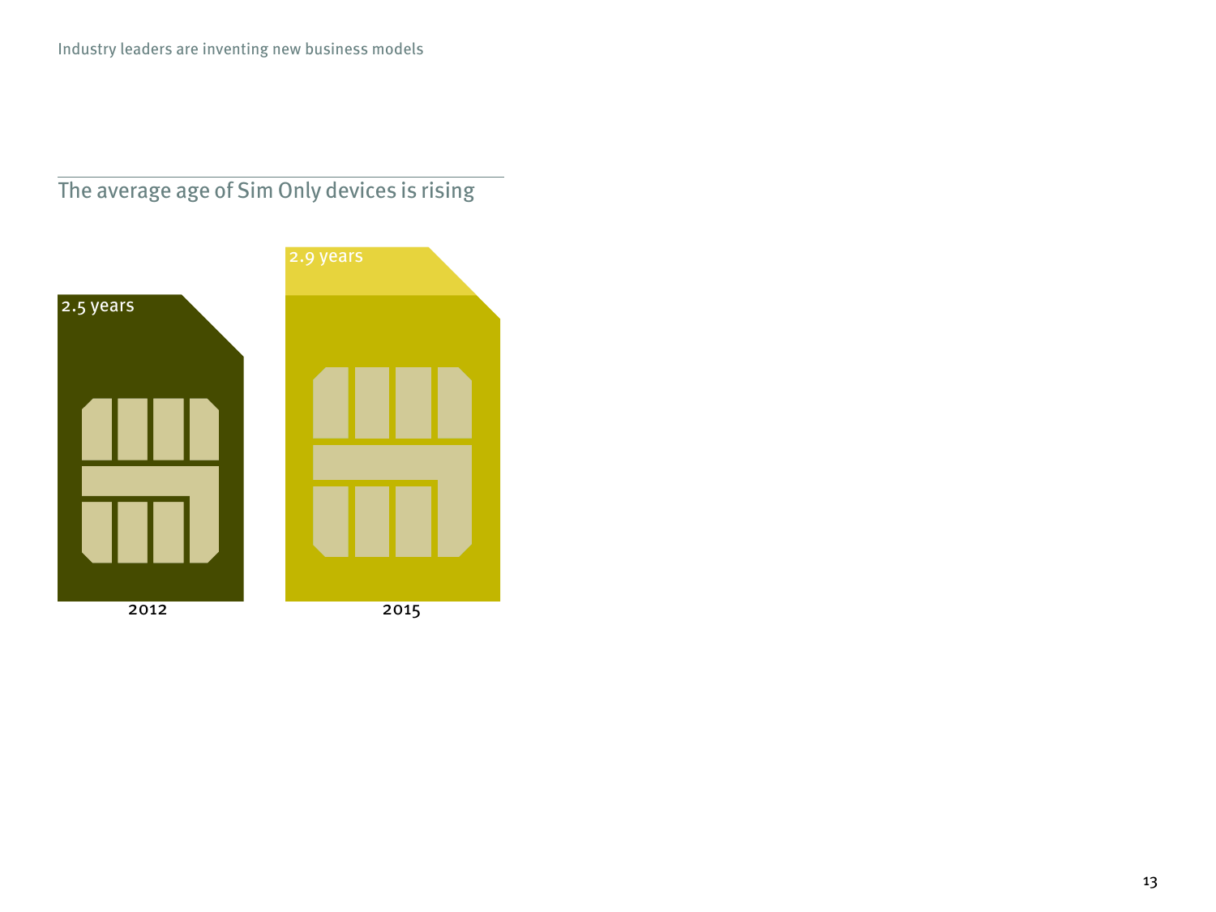## The average age of Sim Only devices is rising

2.5 years

2012

2.9 years

2015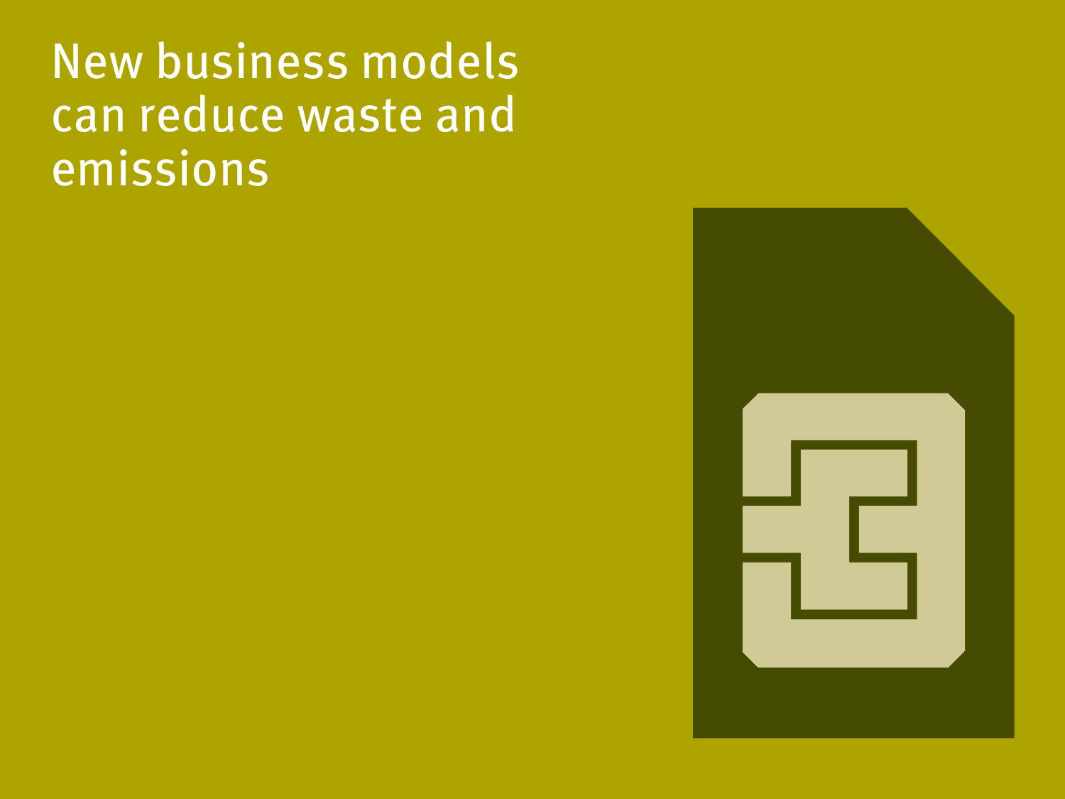# New business models can reduce waste and emissions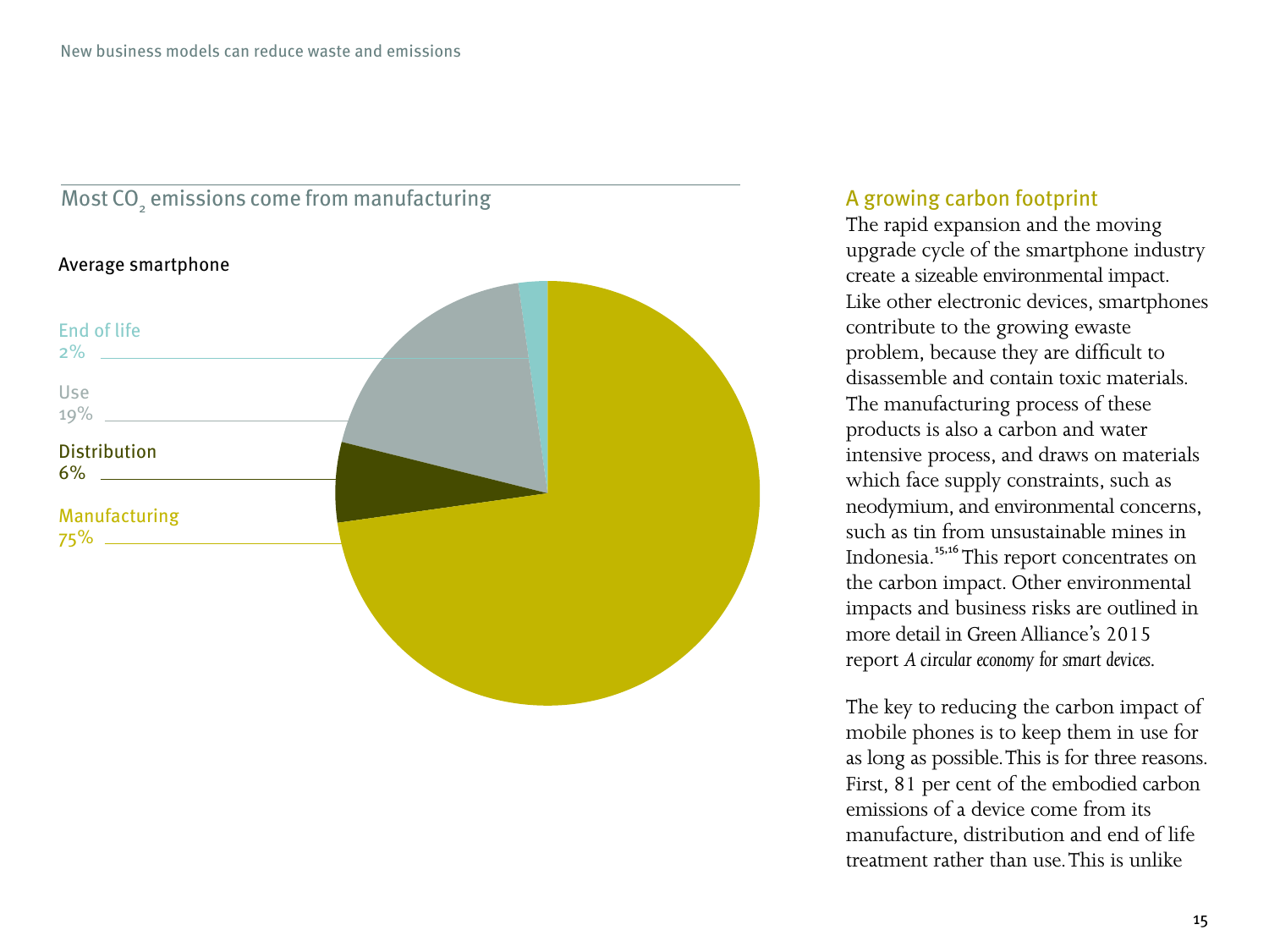## Most $CO_2$ emissions come from manufacturing

Average smartphone

End of life
2%

Use
19%

Distribution
6%

Manufacturing
75%

## A growing carbon footprint

The rapid expansion and the moving upgrade cycle of the smartphone industry create a sizeable environmental impact. Like other electronic devices, smartphones contribute to the growing ewaste problem, because they are difficult to disassemble and contain toxic materials. The manufacturing process of these products is also a carbon and water intensive process, and draws on materials which face supply constraints, such as neodymium, and environmental concerns, such as tin from unsustainable mines in Indonesia.[15,16] This report concentrates on the carbon impact. Other environmental impacts and business risks are outlined in more detail in Green Alliance's 2015 report *A circular economy for smart devices*.

The key to reducing the carbon impact of mobile phones is to keep them in use for as long as possible. This is for three reasons. First, 81 per cent of the embodied carbon emissions of a device come from its manufacture, distribution and end of life treatment rather than use. This is unlike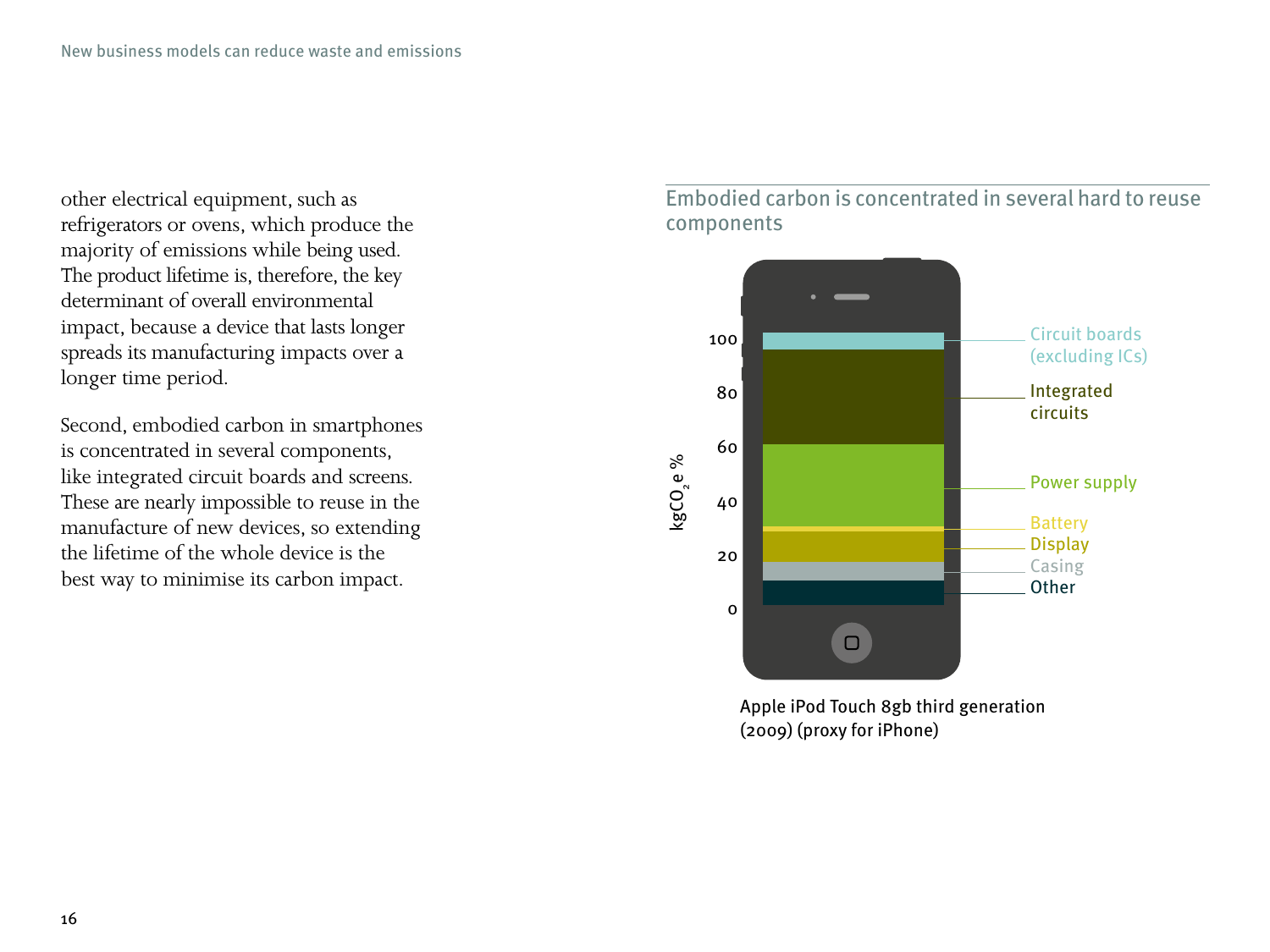other electrical equipment, such as refrigerators or ovens, which produce the majority of emissions while being used. The product lifetime is, therefore, the key determinant of overall environmental impact, because a device that lasts longer spreads its manufacturing impacts over a longer time period.

Second, embodied carbon in smartphones is concentrated in several components, like integrated circuit boards and screens. These are nearly impossible to reuse in the manufacture of new devices, so extending the lifetime of the whole device is the best way to minimise its carbon impact.

## Embodied carbon is concentrated in several hard to reuse components

$kgCO_2e$ %

- Circuit boards (excluding ICs)
- Integrated circuits
- Power supply
- Battery
- Display
- Casing
- Other

Apple iPod Touch 8gb third generation (2009) (proxy for iPhone)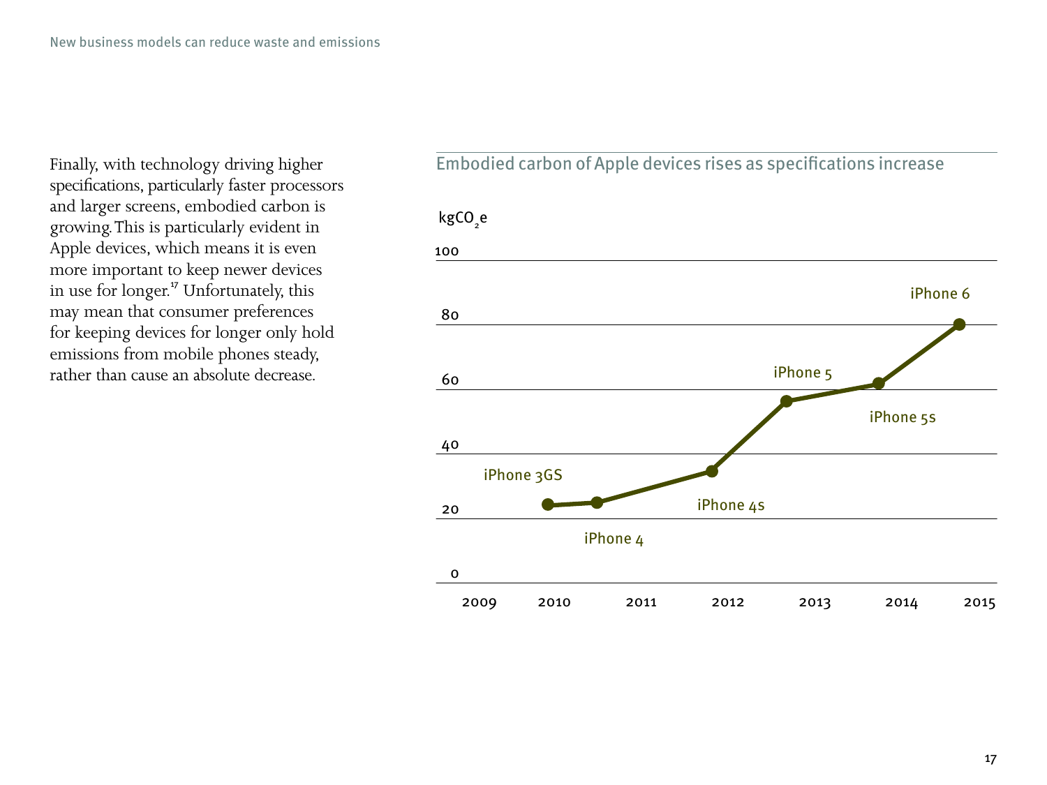Finally, with technology driving higher specifications, particularly faster processors and larger screens, embodied carbon is growing. This is particularly evident in Apple devices, which means it is even more important to keep newer devices in use for longer.[17] Unfortunately, this may mean that consumer preferences for keeping devices for longer only hold emissions from mobile phones steady, rather than cause an absolute decrease.

## Embodied carbon of Apple devices rises as specifications increase

| Device | kg$CO_2$e (approx.) |
| --- | --- |
| iPhone 3GS | ~23 |
| iPhone 4 | ~24 |
| iPhone 4s | ~34 |
| iPhone 5 | ~56 |
| iPhone 5s | ~61 |
| iPhone 6 | ~80 |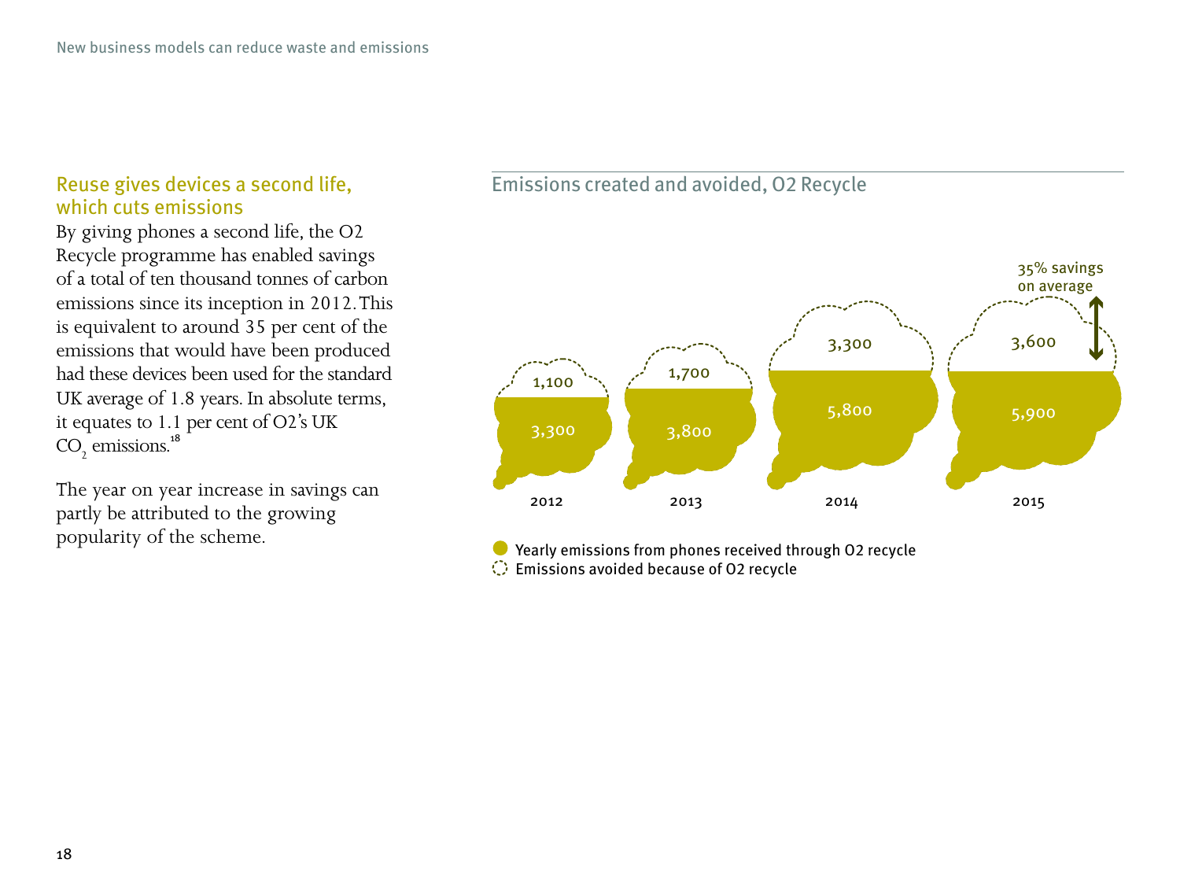## Reuse gives devices a second life, which cuts emissions

By giving phones a second life, the O2 Recycle programme has enabled savings of a total of ten thousand tonnes of carbon emissions since its inception in 2012. This is equivalent to around 35 per cent of the emissions that would have been produced had these devices been used for the standard UK average of 1.8 years. In absolute terms, it equates to 1.1 per cent of O2's UK $CO_2$ emissions.[18]

The year on year increase in savings can partly be attributed to the growing popularity of the scheme.

### Emissions created and avoided, O2 Recycle

| Year | Yearly emissions from phones received through O2 recycle | Emissions avoided because of O2 recycle |
|---|---|---|
| 2012 | 3,300 | 1,100 |
| 2013 | 3,800 | 1,700 |
| 2014 | 5,800 | 3,300 |
| 2015 | 5,900 | 3,600 |

35% savings on average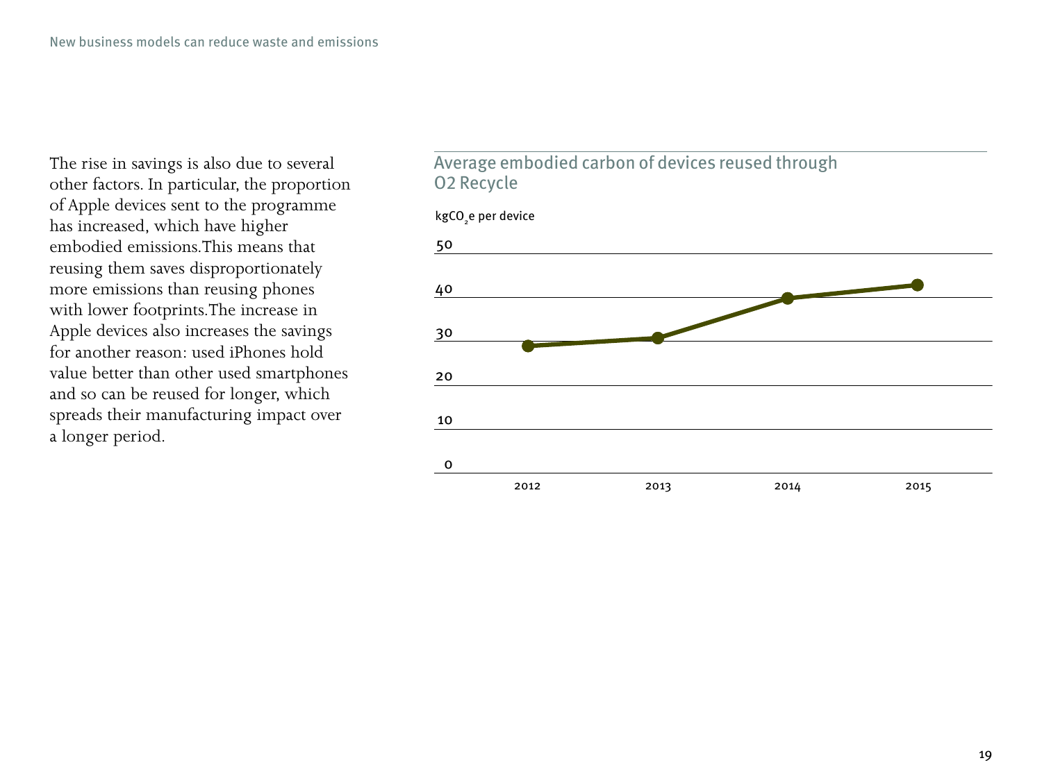The rise in savings is also due to several other factors. In particular, the proportion of Apple devices sent to the programme has increased, which have higher embodied emissions. This means that reusing them saves disproportionately more emissions than reusing phones with lower footprints. The increase in Apple devices also increases the savings for another reason: used iPhones hold value better than other used smartphones and so can be reused for longer, which spreads their manufacturing impact over a longer period.

### Average embodied carbon of devices reused through O2 Recycle

$kgCO_2e$ per device

50

40

30

20

10

0

2012 2013 2014 2015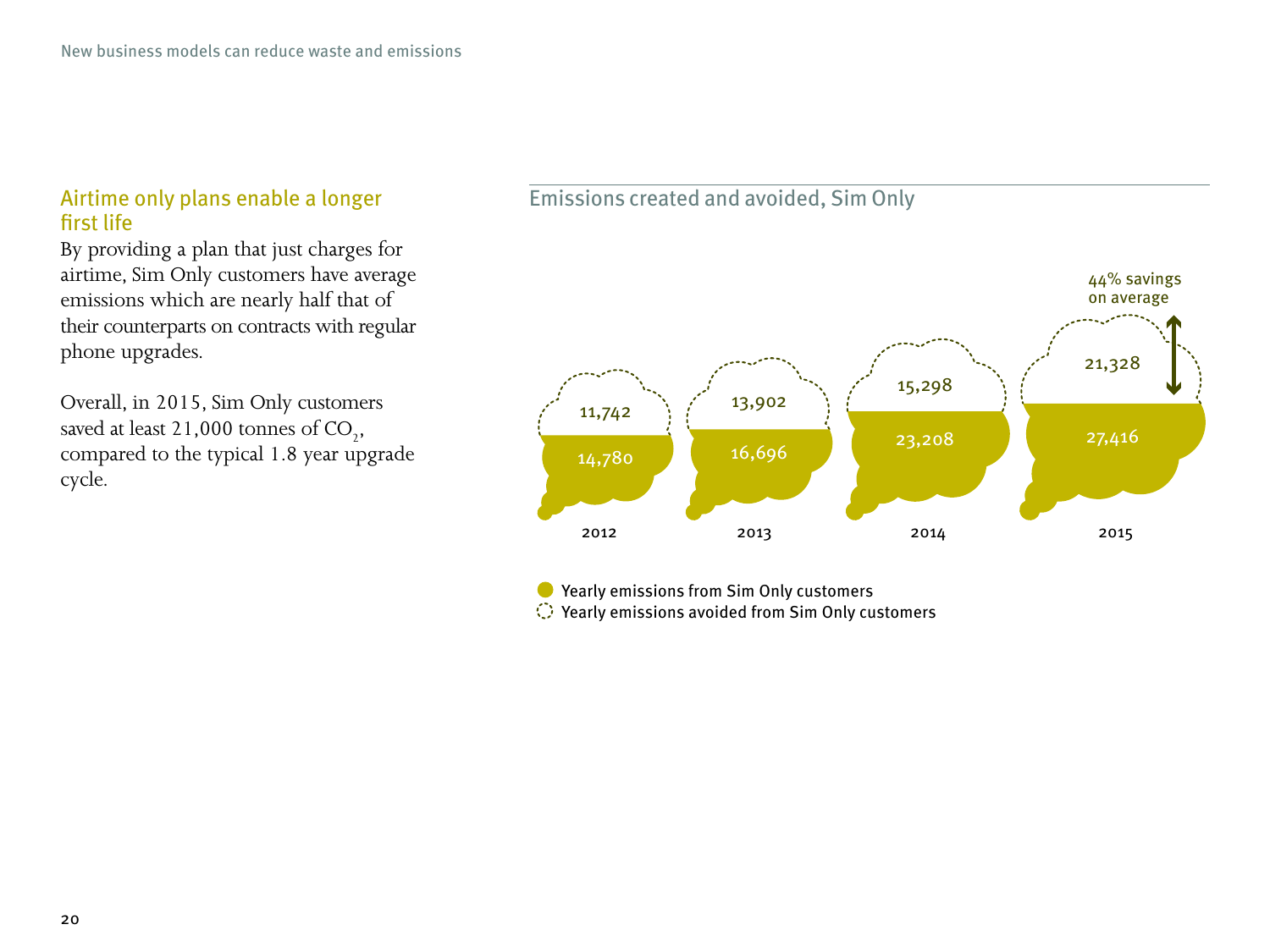## Airtime only plans enable a longer first life

By providing a plan that just charges for airtime, Sim Only customers have average emissions which are nearly half that of their counterparts on contracts with regular phone upgrades.

Overall, in 2015, Sim Only customers saved at least 21,000 tonnes of $CO_2$, compared to the typical 1.8 year upgrade cycle.

## Emissions created and avoided, Sim Only

| Year | Yearly emissions from Sim Only customers | Yearly emissions avoided from Sim Only customers |
| --- | --- | --- |
| 2012 | 14,780 | 11,742 |
| 2013 | 16,696 | 13,902 |
| 2014 | 23,208 | 15,298 |
| 2015 | 27,416 | 21,328 |

44% savings on average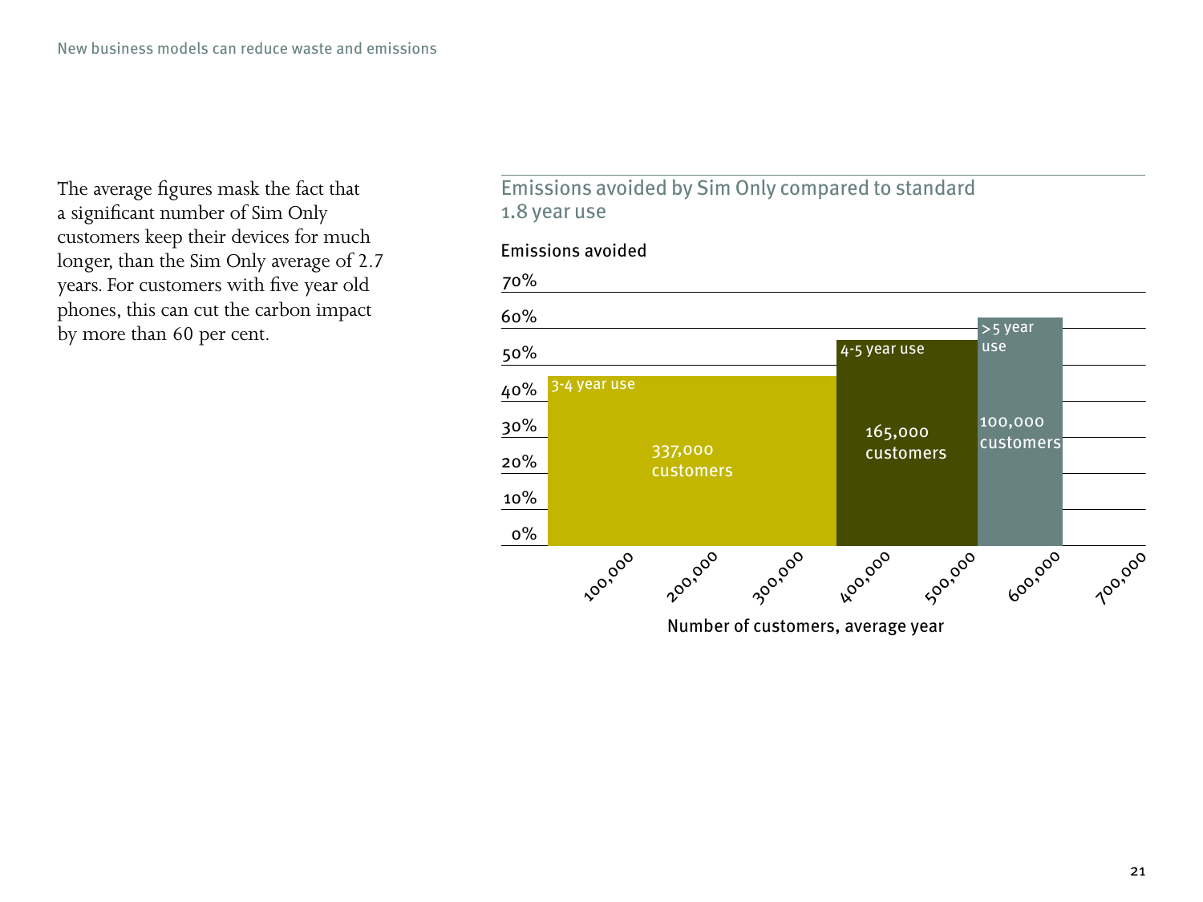The average figures mask the fact that a significant number of Sim Only customers keep their devices for much longer, than the Sim Only average of 2.7 years. For customers with five year old phones, this can cut the carbon impact by more than 60 per cent.

## Emissions avoided by Sim Only compared to standard 1.8 year use

Emissions avoided

| Usage | Customers | Emissions avoided |
| --- | --- | --- |
| 3-4 year use | 337,000 customers | ~47% |
| 4-5 year use | 165,000 customers | ~57% |
| >5 year use | 100,000 customers | ~63% |

Number of customers, average year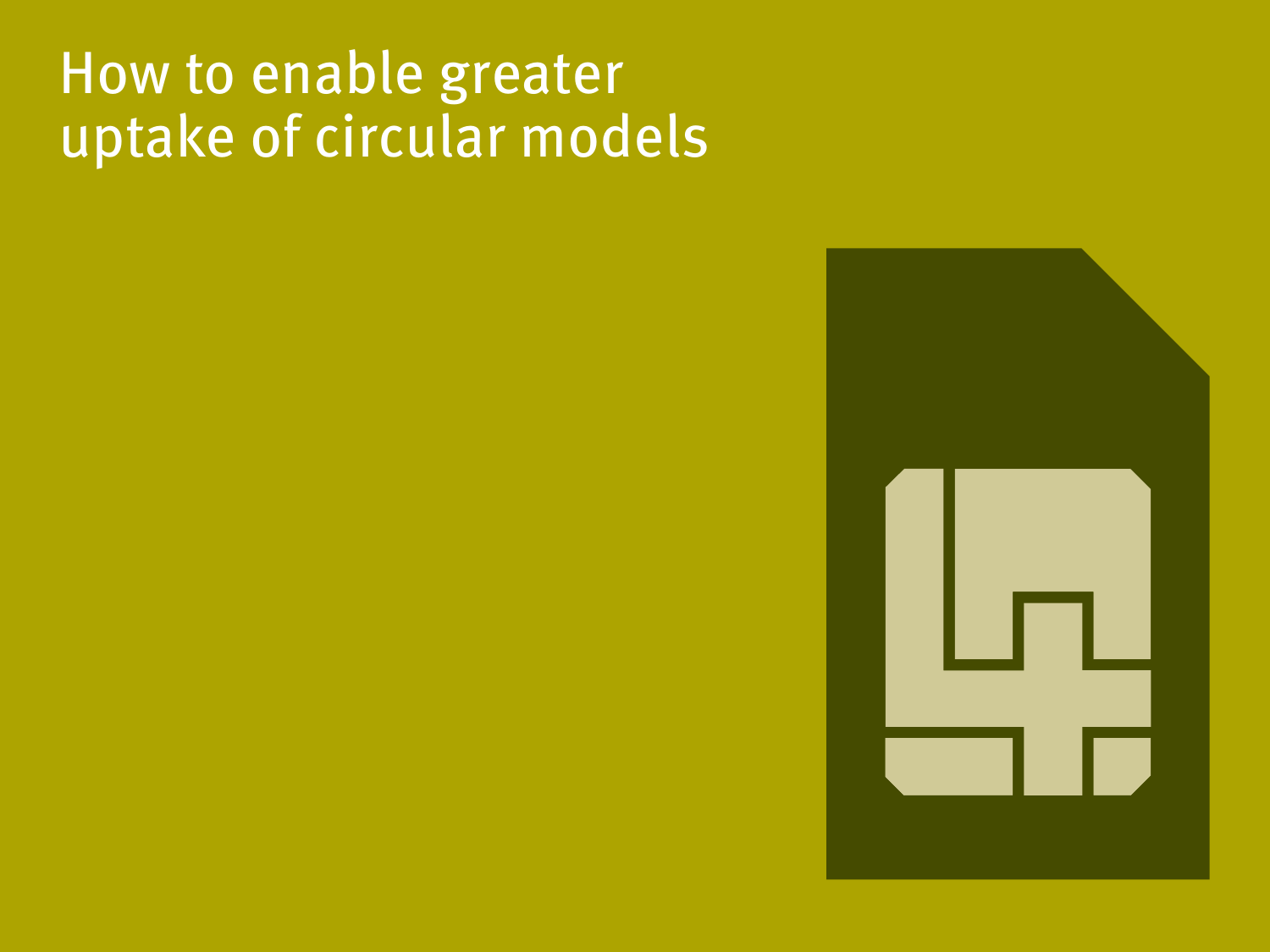# How to enable greater uptake of circular models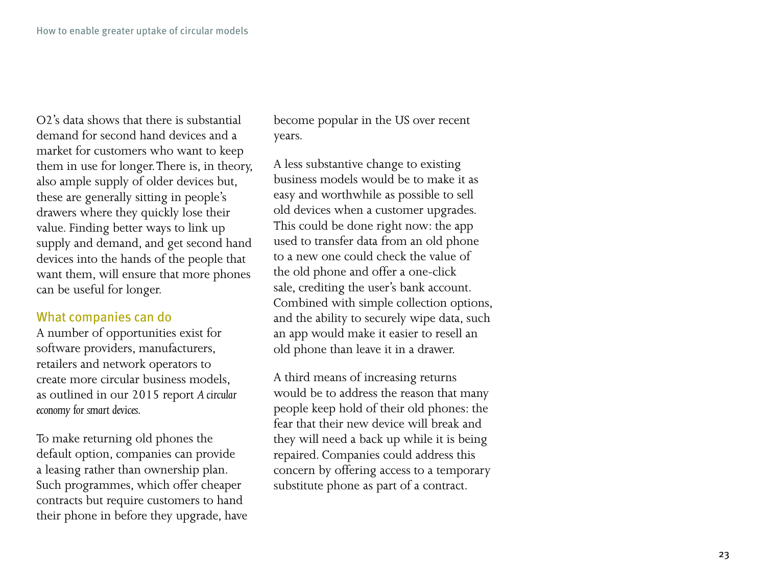O2's data shows that there is substantial demand for second hand devices and a market for customers who want to keep them in use for longer. There is, in theory, also ample supply of older devices but, these are generally sitting in people's drawers where they quickly lose their value. Finding better ways to link up supply and demand, and get second hand devices into the hands of the people that want them, will ensure that more phones can be useful for longer.

## What companies can do

A number of opportunities exist for software providers, manufacturers, retailers and network operators to create more circular business models, as outlined in our 2015 report *A circular economy for smart devices*.

To make returning old phones the default option, companies can provide a leasing rather than ownership plan. Such programmes, which offer cheaper contracts but require customers to hand their phone in before they upgrade, have become popular in the US over recent years.

A less substantive change to existing business models would be to make it as easy and worthwhile as possible to sell old devices when a customer upgrades. This could be done right now: the app used to transfer data from an old phone to a new one could check the value of the old phone and offer a one-click sale, crediting the user's bank account. Combined with simple collection options, and the ability to securely wipe data, such an app would make it easier to resell an old phone than leave it in a drawer.

A third means of increasing returns would be to address the reason that many people keep hold of their old phones: the fear that their new device will break and they will need a back up while it is being repaired. Companies could address this concern by offering access to a temporary substitute phone as part of a contract.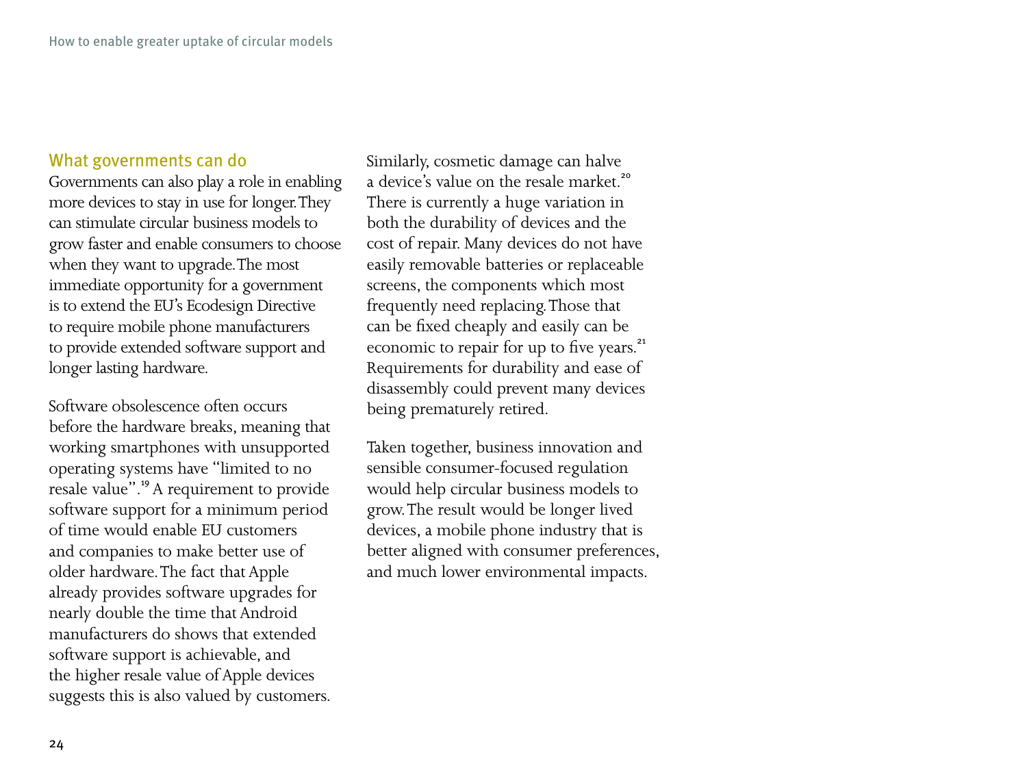## What governments can do

Governments can also play a role in enabling more devices to stay in use for longer. They can stimulate circular business models to grow faster and enable consumers to choose when they want to upgrade. The most immediate opportunity for a government is to extend the EU's Ecodesign Directive to require mobile phone manufacturers to provide extended software support and longer lasting hardware.

Software obsolescence often occurs before the hardware breaks, meaning that working smartphones with unsupported operating systems have "limited to no resale value".[19] A requirement to provide software support for a minimum period of time would enable EU customers and companies to make better use of older hardware. The fact that Apple already provides software upgrades for nearly double the time that Android manufacturers do shows that extended software support is achievable, and the higher resale value of Apple devices suggests this is also valued by customers.

Similarly, cosmetic damage can halve a device's value on the resale market.[20] There is currently a huge variation in both the durability of devices and the cost of repair. Many devices do not have easily removable batteries or replaceable screens, the components which most frequently need replacing. Those that can be fixed cheaply and easily can be economic to repair for up to five years.[21] Requirements for durability and ease of disassembly could prevent many devices being prematurely retired.

Taken together, business innovation and sensible consumer-focused regulation would help circular business models to grow. The result would be longer lived devices, a mobile phone industry that is better aligned with consumer preferences, and much lower environmental impacts.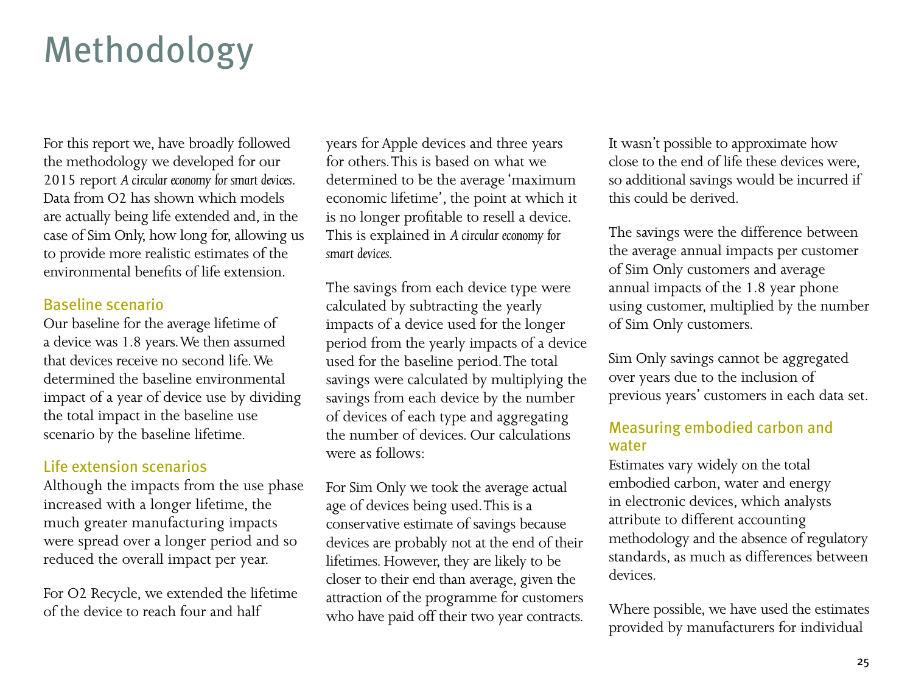# Methodology

For this report we, have broadly followed the methodology we developed for our 2015 report *A circular economy for smart devices*. Data from O2 has shown which models are actually being life extended and, in the case of Sim Only, how long for, allowing us to provide more realistic estimates of the environmental benefits of life extension.

## Baseline scenario

Our baseline for the average lifetime of a device was 1.8 years. We then assumed that devices receive no second life. We determined the baseline environmental impact of a year of device use by dividing the total impact in the baseline use scenario by the baseline lifetime.

## Life extension scenarios

Although the impacts from the use phase increased with a longer lifetime, the much greater manufacturing impacts were spread over a longer period and so reduced the overall impact per year.

For O2 Recycle, we extended the lifetime of the device to reach four and half years for Apple devices and three years for others. This is based on what we determined to be the average 'maximum economic lifetime', the point at which it is no longer profitable to resell a device. This is explained in *A circular economy for smart devices*.

The savings from each device type were calculated by subtracting the yearly impacts of a device used for the longer period from the yearly impacts of a device used for the baseline period. The total savings were calculated by multiplying the savings from each device by the number of devices of each type and aggregating the number of devices. Our calculations were as follows:

For Sim Only we took the average actual age of devices being used. This is a conservative estimate of savings because devices are probably not at the end of their lifetimes. However, they are likely to be closer to their end than average, given the attraction of the programme for customers who have paid off their two year contracts. It wasn't possible to approximate how close to the end of life these devices were, so additional savings would be incurred if this could be derived.

The savings were the difference between the average annual impacts per customer of Sim Only customers and average annual impacts of the 1.8 year phone using customer, multiplied by the number of Sim Only customers.

Sim Only savings cannot be aggregated over years due to the inclusion of previous years' customers in each data set.

## Measuring embodied carbon and water

Estimates vary widely on the total embodied carbon, water and energy in electronic devices, which analysts attribute to different accounting methodology and the absence of regulatory standards, as much as differences between devices.

Where possible, we have used the estimates provided by manufacturers for individual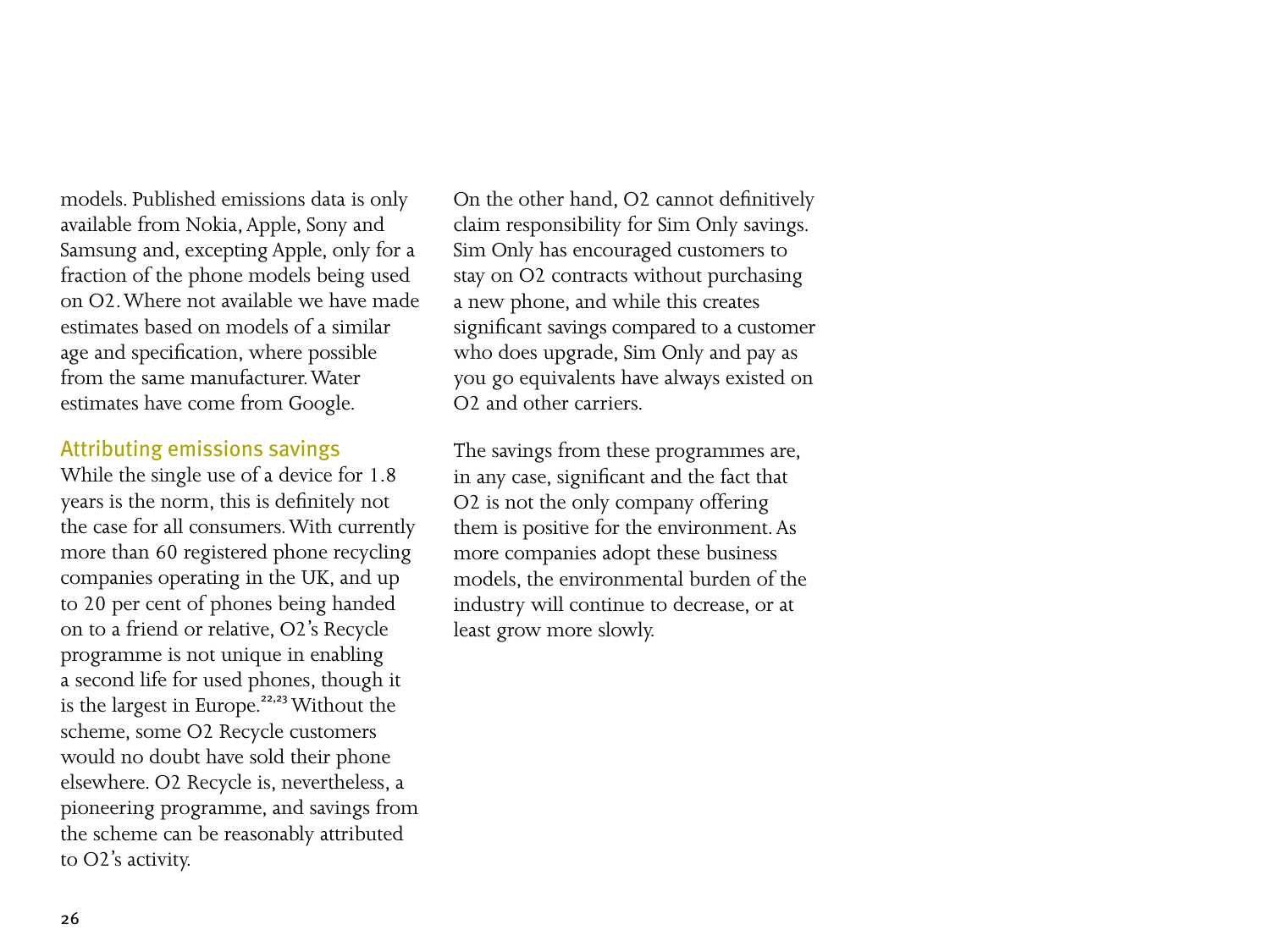models. Published emissions data is only available from Nokia, Apple, Sony and Samsung and, excepting Apple, only for a fraction of the phone models being used on O2. Where not available we have made estimates based on models of a similar age and specification, where possible from the same manufacturer. Water estimates have come from Google.

## Attributing emissions savings

While the single use of a device for 1.8 years is the norm, this is definitely not the case for all consumers. With currently more than 60 registered phone recycling companies operating in the UK, and up to 20 per cent of phones being handed on to a friend or relative, O2's Recycle programme is not unique in enabling a second life for used phones, though it is the largest in Europe.[22,23] Without the scheme, some O2 Recycle customers would no doubt have sold their phone elsewhere. O2 Recycle is, nevertheless, a pioneering programme, and savings from the scheme can be reasonably attributed to O2's activity.

On the other hand, O2 cannot definitively claim responsibility for Sim Only savings. Sim Only has encouraged customers to stay on O2 contracts without purchasing a new phone, and while this creates significant savings compared to a customer who does upgrade, Sim Only and pay as you go equivalents have always existed on O2 and other carriers.

The savings from these programmes are, in any case, significant and the fact that O2 is not the only company offering them is positive for the environment. As more companies adopt these business models, the environmental burden of the industry will continue to decrease, or at least grow more slowly.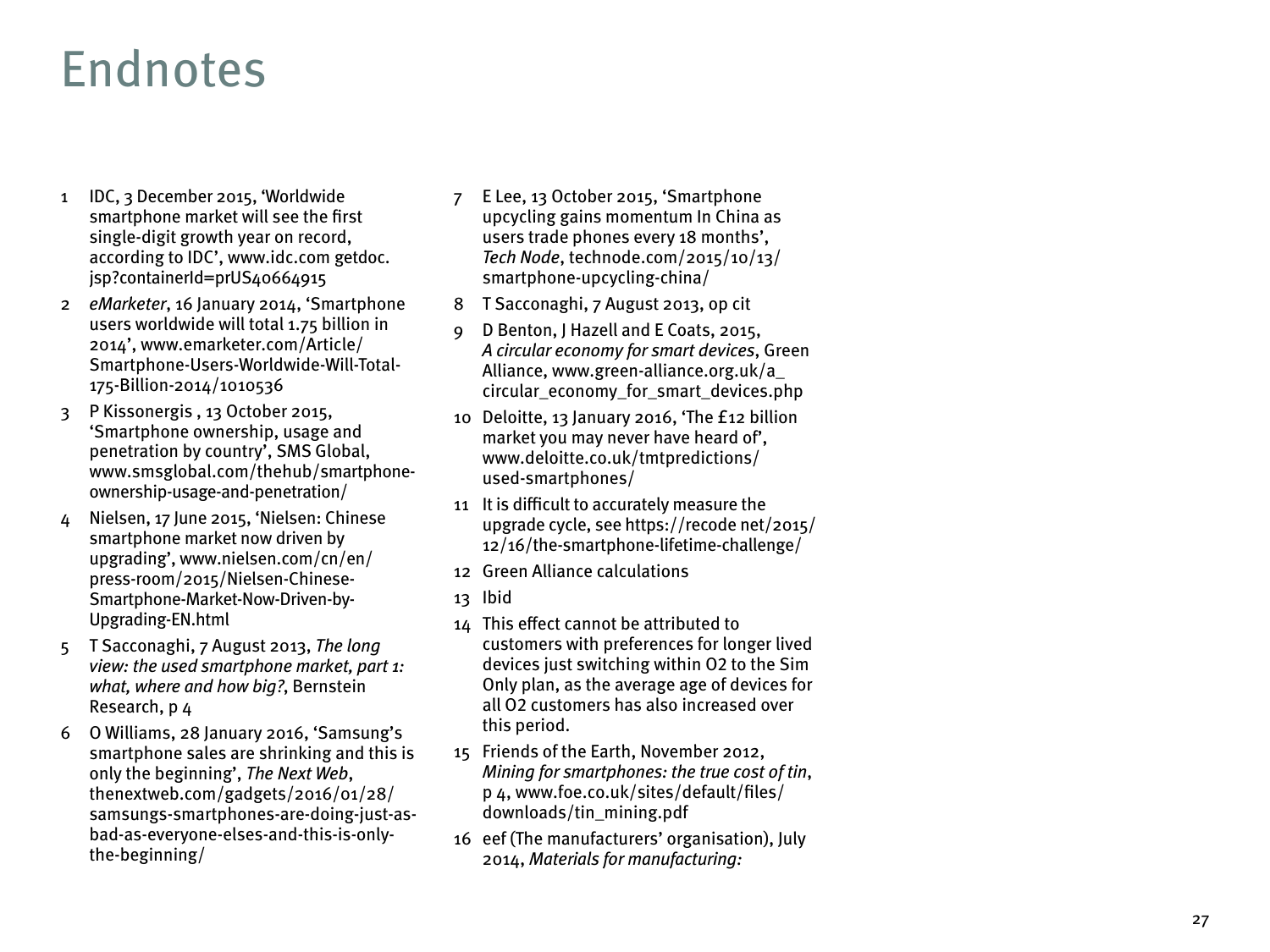# Endnotes

1. IDC, 3 December 2015, 'Worldwide smartphone market will see the first single-digit growth year on record, according to IDC', www.idc.com getdoc.jsp?containerId=prUS40664915
2. *eMarketer*, 16 January 2014, 'Smartphone users worldwide will total 1.75 billion in 2014', www.emarketer.com/Article/Smartphone-Users-Worldwide-Will-Total-175-Billion-2014/1010536
3. P Kissonergis , 13 October 2015, 'Smartphone ownership, usage and penetration by country', SMS Global, www.smsglobal.com/thehub/smartphone-ownership-usage-and-penetration/
4. Nielsen, 17 June 2015, 'Nielsen: Chinese smartphone market now driven by upgrading', www.nielsen.com/cn/en/press-room/2015/Nielsen-Chinese-Smartphone-Market-Now-Driven-by-Upgrading-EN.html
5. T Sacconaghi, 7 August 2013, *The long view: the used smartphone market, part 1: what, where and how big?*, Bernstein Research, p 4
6. O Williams, 28 January 2016, 'Samsung's smartphone sales are shrinking and this is only the beginning', *The Next Web*, thenextweb.com/gadgets/2016/01/28/samsungs-smartphones-are-doing-just-as-bad-as-everyone-elses-and-this-is-only-the-beginning/
7. E Lee, 13 October 2015, 'Smartphone upcycling gains momentum In China as users trade phones every 18 months', *Tech Node*, technode.com/2015/10/13/smartphone-upcycling-china/
8. T Sacconaghi, 7 August 2013, op cit
9. D Benton, J Hazell and E Coats, 2015, *A circular economy for smart devices*, Green Alliance, www.green-alliance.org.uk/a_circular_economy_for_smart_devices.php
10. Deloitte, 13 January 2016, 'The £12 billion market you may never have heard of', www.deloitte.co.uk/tmtpredictions/used-smartphones/
11. It is difficult to accurately measure the upgrade cycle, see https://recode net/2015/12/16/the-smartphone-lifetime-challenge/
12. Green Alliance calculations
13. Ibid
14. This effect cannot be attributed to customers with preferences for longer lived devices just switching within O2 to the Sim Only plan, as the average age of devices for all O2 customers has also increased over this period.
15. Friends of the Earth, November 2012, *Mining for smartphones: the true cost of tin*, p 4, www.foe.co.uk/sites/default/files/downloads/tin_mining.pdf
16. eef (The manufacturers' organisation), July 2014, *Materials for manufacturing:*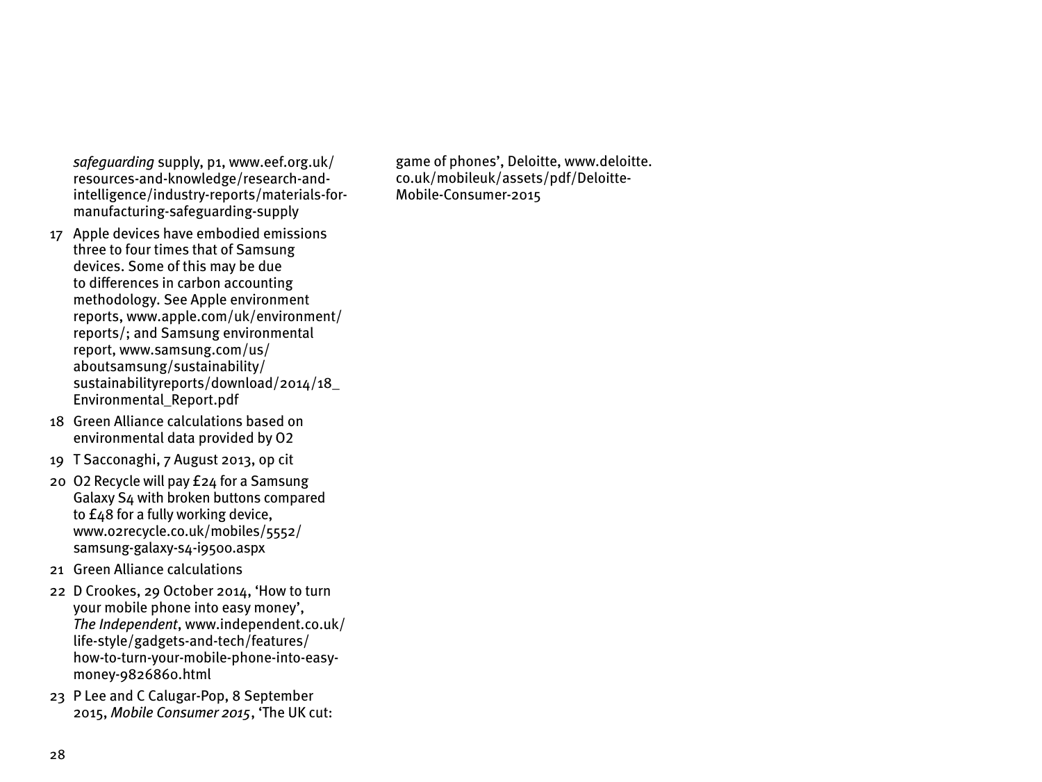*safeguarding* supply, p1, www.eef.org.uk/resources-and-knowledge/research-and-intelligence/industry-reports/materials-for-manufacturing-safeguarding-supply

17 Apple devices have embodied emissions three to four times that of Samsung devices. Some of this may be due to differences in carbon accounting methodology. See Apple environment reports, www.apple.com/uk/environment/reports/; and Samsung environmental report, www.samsung.com/us/aboutsamsung/sustainability/sustainabilityreports/download/2014/18_Environmental_Report.pdf

18 Green Alliance calculations based on environmental data provided by O2

19 T Sacconaghi, 7 August 2013, op cit

20 O2 Recycle will pay £24 for a Samsung Galaxy S4 with broken buttons compared to £48 for a fully working device, www.o2recycle.co.uk/mobiles/5552/samsung-galaxy-s4-i9500.aspx

21 Green Alliance calculations

22 D Crookes, 29 October 2014, 'How to turn your mobile phone into easy money', *The Independent*, www.independent.co.uk/life-style/gadgets-and-tech/features/how-to-turn-your-mobile-phone-into-easy-money-9826860.html

23 P Lee and C Calugar-Pop, 8 September 2015, *Mobile Consumer 2015*, 'The UK cut: game of phones', Deloitte, www.deloitte.co.uk/mobileuk/assets/pdf/Deloitte-Mobile-Consumer-2015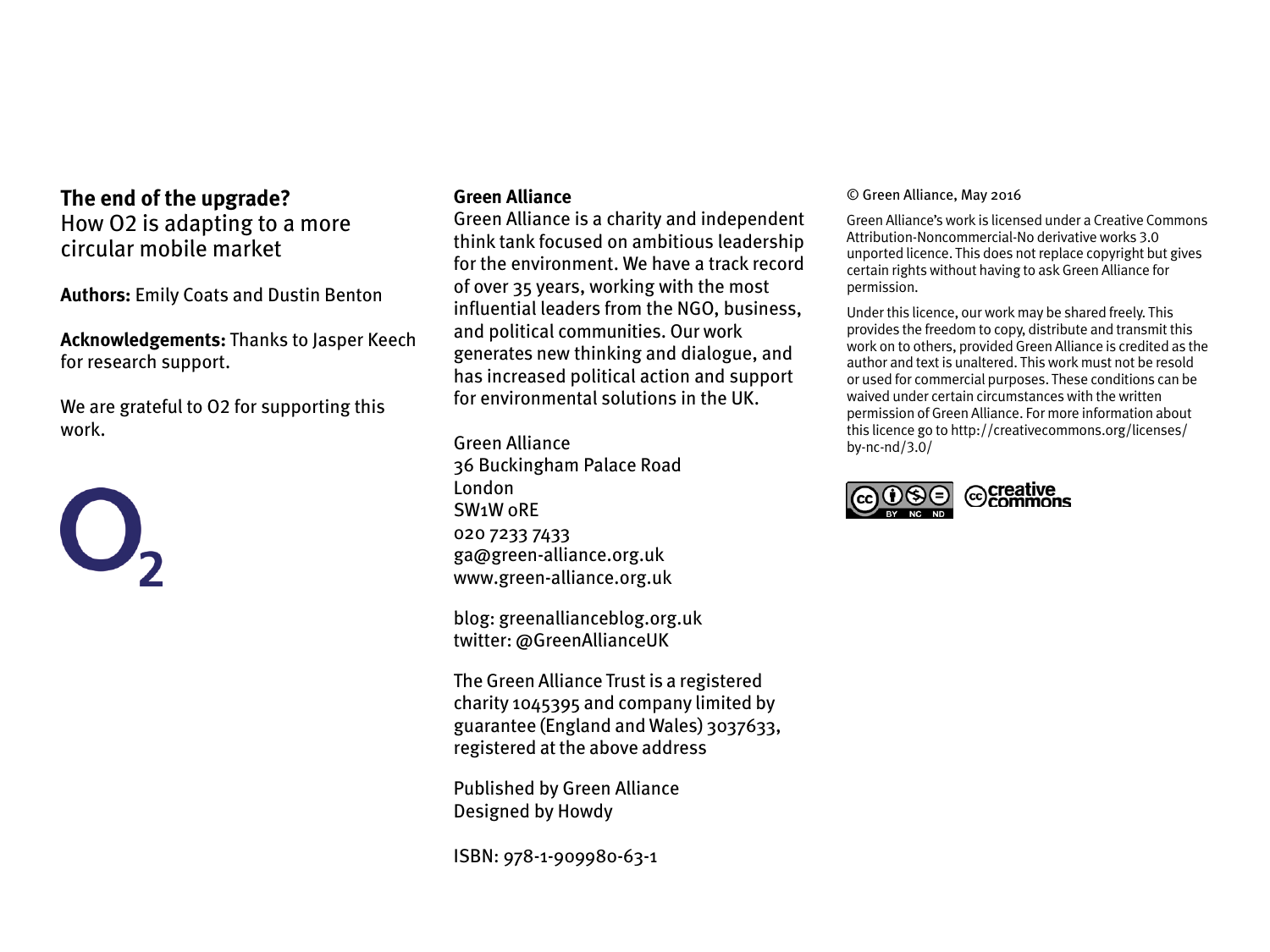**The end of the upgrade?**
How O2 is adapting to a more circular mobile market

**Authors:** Emily Coats and Dustin Benton

**Acknowledgements:** Thanks to Jasper Keech for research support.

We are grateful to O2 for supporting this work.

**Green Alliance**
Green Alliance is a charity and independent think tank focused on ambitious leadership for the environment. We have a track record of over 35 years, working with the most influential leaders from the NGO, business, and political communities. Our work generates new thinking and dialogue, and has increased political action and support for environmental solutions in the UK.

Green Alliance
36 Buckingham Palace Road
London
SW1W 0RE
020 7233 7433
ga@green-alliance.org.uk
www.green-alliance.org.uk

blog: greenallianceblog.org.uk
twitter: @GreenAllianceUK

The Green Alliance Trust is a registered charity 1045395 and company limited by guarantee (England and Wales) 3037633, registered at the above address

Published by Green Alliance
Designed by Howdy

ISBN: 978-1-909980-63-1

© Green Alliance, May 2016

Green Alliance's work is licensed under a Creative Commons Attribution-Noncommercial-No derivative works 3.0 unported licence. This does not replace copyright but gives certain rights without having to ask Green Alliance for permission.

Under this licence, our work may be shared freely. This provides the freedom to copy, distribute and transmit this work on to others, provided Green Alliance is credited as the author and text is unaltered. This work must not be resold or used for commercial purposes. These conditions can be waived under certain circumstances with the written permission of Green Alliance. For more information about this licence go to http://creativecommons.org/licenses/by-nc-nd/3.0/